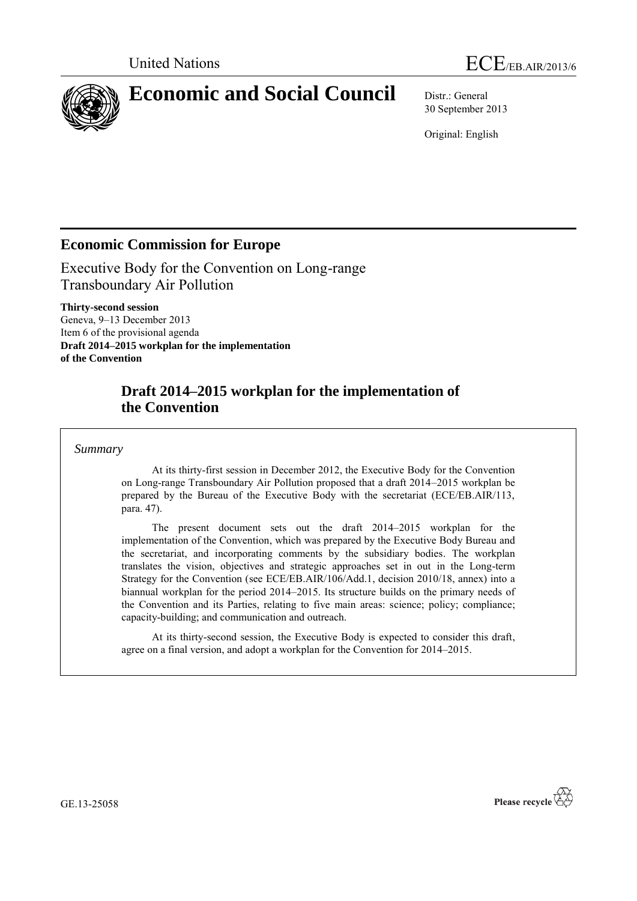United Nations ECE/EB.AIR/2013/6

# Economic and Social Council

Distr.: General
30 September 2013

Original: English

## Economic Commission for Europe

Executive Body for the Convention on Long-range Transboundary Air Pollution

**Thirty-second session**
Geneva, 9–13 December 2013
Item 6 of the provisional agenda
**Draft 2014–2015 workplan for the implementation of the Convention**

# Draft 2014–2015 workplan for the implementation of the Convention

*Summary*

At its thirty-first session in December 2012, the Executive Body for the Convention on Long-range Transboundary Air Pollution proposed that a draft 2014–2015 workplan be prepared by the Bureau of the Executive Body with the secretariat (ECE/EB.AIR/113, para. 47).

The present document sets out the draft 2014–2015 workplan for the implementation of the Convention, which was prepared by the Executive Body Bureau and the secretariat, and incorporating comments by the subsidiary bodies. The workplan translates the vision, objectives and strategic approaches set in out in the Long-term Strategy for the Convention (see ECE/EB.AIR/106/Add.1, decision 2010/18, annex) into a biannual workplan for the period 2014–2015. Its structure builds on the primary needs of the Convention and its Parties, relating to five main areas: science; policy; compliance; capacity-building; and communication and outreach.

At its thirty-second session, the Executive Body is expected to consider this draft, agree on a final version, and adopt a workplan for the Convention for 2014–2015.

GE.13-25058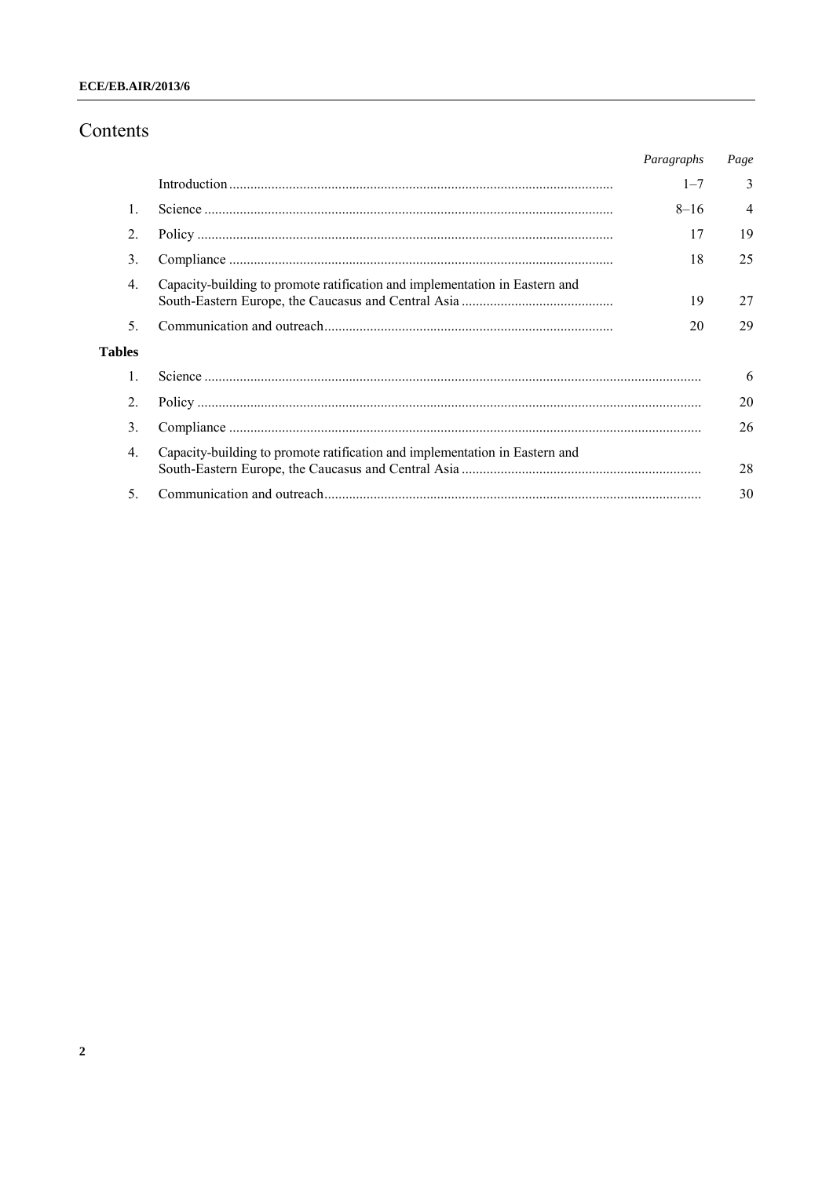# Contents

| | | *Paragraphs* | *Page* |
|---|---|---|---|
| | Introduction | 1–7 | 3 |
| 1. | Science | 8–16 | 4 |
| 2. | Policy | 17 | 19 |
| 3. | Compliance | 18 | 25 |
| 4. | Capacity-building to promote ratification and implementation in Eastern and South-Eastern Europe, the Caucasus and Central Asia | 19 | 27 |
| 5. | Communication and outreach | 20 | 29 |

**Tables**

| | | |
|---|---|---|
| 1. | Science | 6 |
| 2. | Policy | 20 |
| 3. | Compliance | 26 |
| 4. | Capacity-building to promote ratification and implementation in Eastern and South-Eastern Europe, the Caucasus and Central Asia | 28 |
| 5. | Communication and outreach | 30 |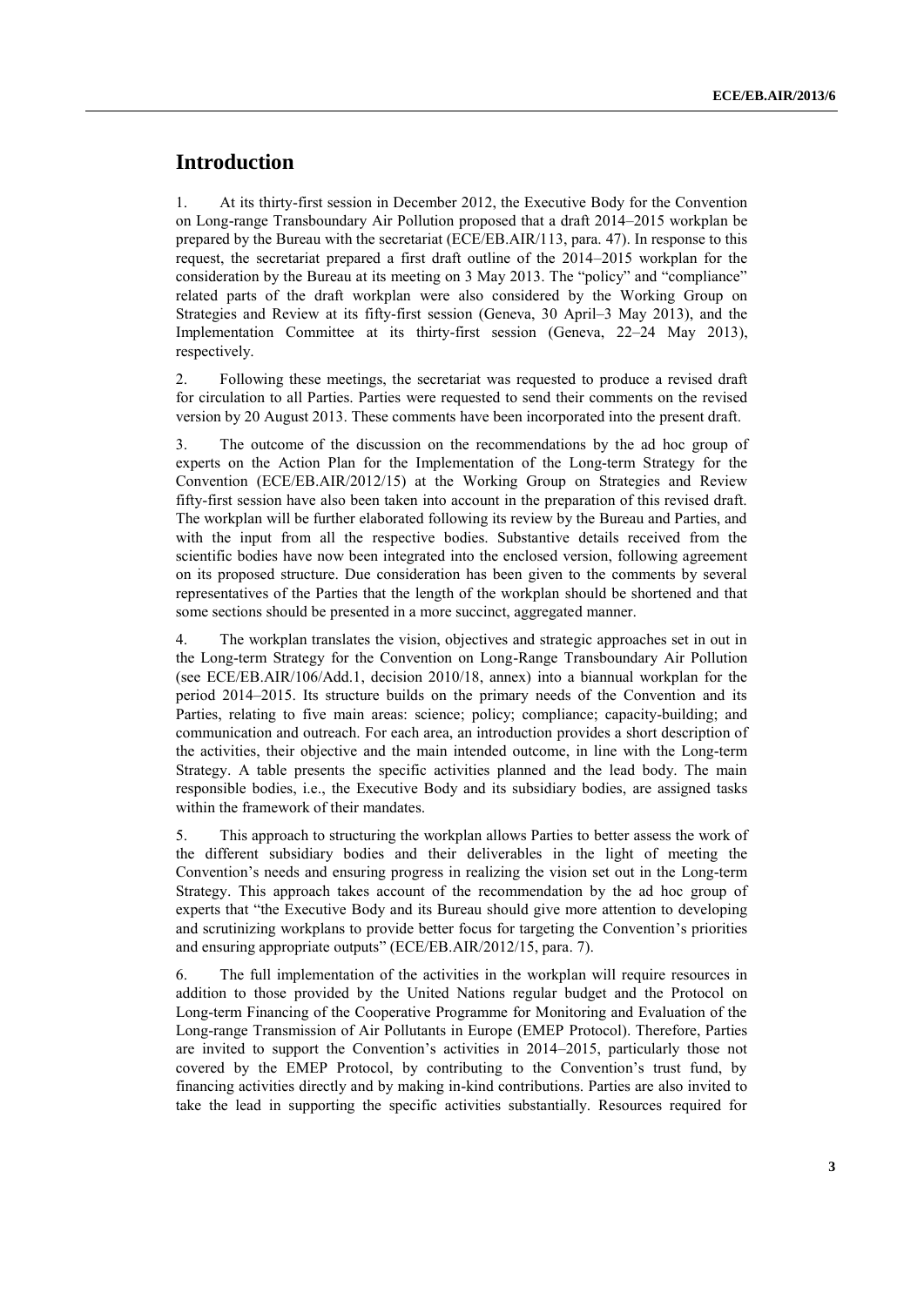# Introduction

1. At its thirty-first session in December 2012, the Executive Body for the Convention on Long-range Transboundary Air Pollution proposed that a draft 2014–2015 workplan be prepared by the Bureau with the secretariat (ECE/EB.AIR/113, para. 47). In response to this request, the secretariat prepared a first draft outline of the 2014–2015 workplan for the consideration by the Bureau at its meeting on 3 May 2013. The "policy" and "compliance" related parts of the draft workplan were also considered by the Working Group on Strategies and Review at its fifty-first session (Geneva, 30 April–3 May 2013), and the Implementation Committee at its thirty-first session (Geneva, 22–24 May 2013), respectively.

2. Following these meetings, the secretariat was requested to produce a revised draft for circulation to all Parties. Parties were requested to send their comments on the revised version by 20 August 2013. These comments have been incorporated into the present draft.

3. The outcome of the discussion on the recommendations by the ad hoc group of experts on the Action Plan for the Implementation of the Long-term Strategy for the Convention (ECE/EB.AIR/2012/15) at the Working Group on Strategies and Review fifty-first session have also been taken into account in the preparation of this revised draft. The workplan will be further elaborated following its review by the Bureau and Parties, and with the input from all the respective bodies. Substantive details received from the scientific bodies have now been integrated into the enclosed version, following agreement on its proposed structure. Due consideration has been given to the comments by several representatives of the Parties that the length of the workplan should be shortened and that some sections should be presented in a more succinct, aggregated manner.

4. The workplan translates the vision, objectives and strategic approaches set in out in the Long-term Strategy for the Convention on Long-Range Transboundary Air Pollution (see ECE/EB.AIR/106/Add.1, decision 2010/18, annex) into a biannual workplan for the period 2014–2015. Its structure builds on the primary needs of the Convention and its Parties, relating to five main areas: science; policy; compliance; capacity-building; and communication and outreach. For each area, an introduction provides a short description of the activities, their objective and the main intended outcome, in line with the Long-term Strategy. A table presents the specific activities planned and the lead body. The main responsible bodies, i.e., the Executive Body and its subsidiary bodies, are assigned tasks within the framework of their mandates.

5. This approach to structuring the workplan allows Parties to better assess the work of the different subsidiary bodies and their deliverables in the light of meeting the Convention's needs and ensuring progress in realizing the vision set out in the Long-term Strategy. This approach takes account of the recommendation by the ad hoc group of experts that "the Executive Body and its Bureau should give more attention to developing and scrutinizing workplans to provide better focus for targeting the Convention's priorities and ensuring appropriate outputs" (ECE/EB.AIR/2012/15, para. 7).

6. The full implementation of the activities in the workplan will require resources in addition to those provided by the United Nations regular budget and the Protocol on Long-term Financing of the Cooperative Programme for Monitoring and Evaluation of the Long-range Transmission of Air Pollutants in Europe (EMEP Protocol). Therefore, Parties are invited to support the Convention's activities in 2014–2015, particularly those not covered by the EMEP Protocol, by contributing to the Convention's trust fund, by financing activities directly and by making in-kind contributions. Parties are also invited to take the lead in supporting the specific activities substantially. Resources required for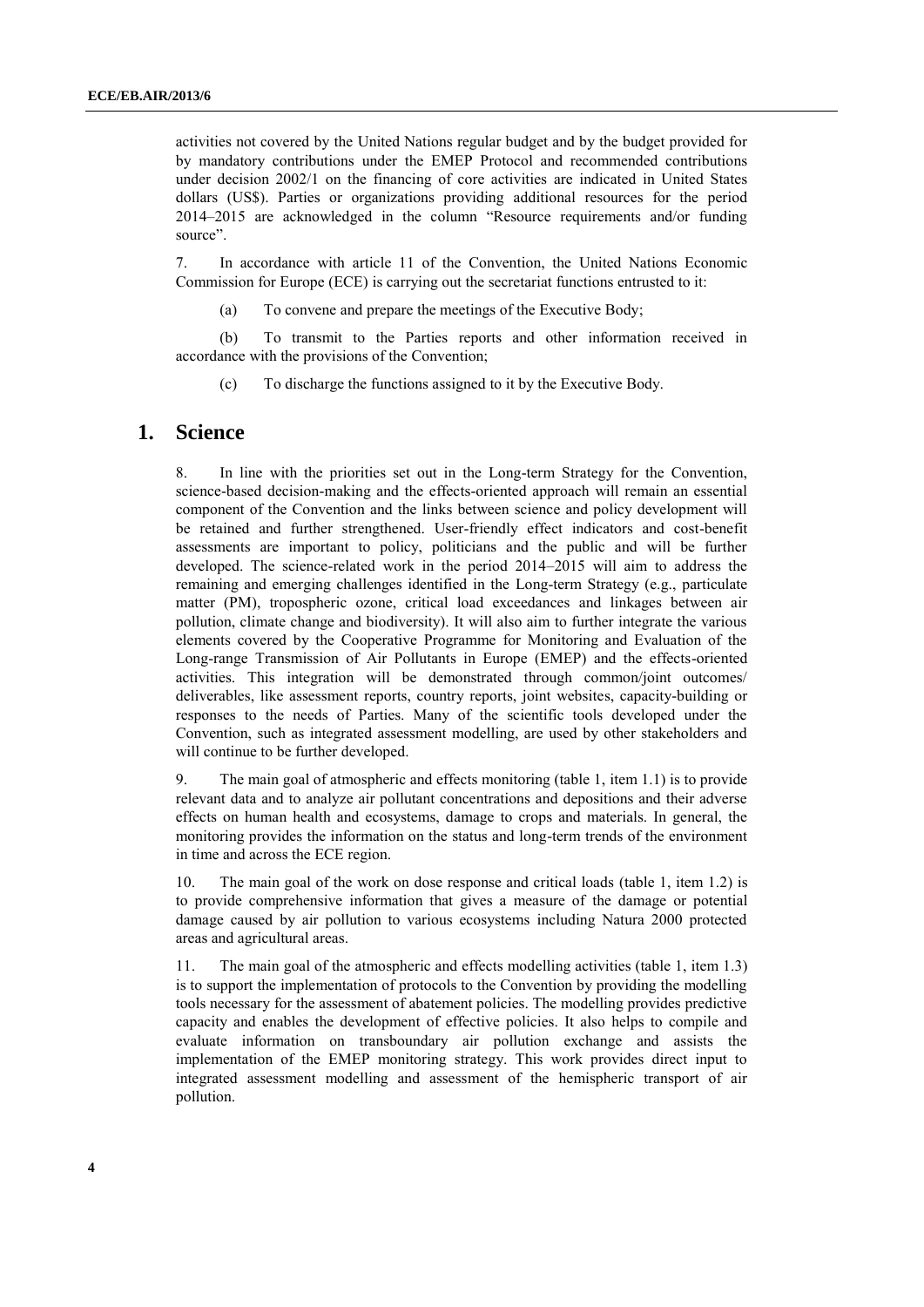activities not covered by the United Nations regular budget and by the budget provided for by mandatory contributions under the EMEP Protocol and recommended contributions under decision 2002/1 on the financing of core activities are indicated in United States dollars (US$). Parties or organizations providing additional resources for the period 2014–2015 are acknowledged in the column "Resource requirements and/or funding source".

7. In accordance with article 11 of the Convention, the United Nations Economic Commission for Europe (ECE) is carrying out the secretariat functions entrusted to it:

(a) To convene and prepare the meetings of the Executive Body;

(b) To transmit to the Parties reports and other information received in accordance with the provisions of the Convention;

(c) To discharge the functions assigned to it by the Executive Body.

## 1. Science

8. In line with the priorities set out in the Long-term Strategy for the Convention, science-based decision-making and the effects-oriented approach will remain an essential component of the Convention and the links between science and policy development will be retained and further strengthened. User-friendly effect indicators and cost-benefit assessments are important to policy, politicians and the public and will be further developed. The science-related work in the period 2014–2015 will aim to address the remaining and emerging challenges identified in the Long-term Strategy (e.g., particulate matter (PM), tropospheric ozone, critical load exceedances and linkages between air pollution, climate change and biodiversity). It will also aim to further integrate the various elements covered by the Cooperative Programme for Monitoring and Evaluation of the Long-range Transmission of Air Pollutants in Europe (EMEP) and the effects-oriented activities. This integration will be demonstrated through common/joint outcomes/ deliverables, like assessment reports, country reports, joint websites, capacity-building or responses to the needs of Parties. Many of the scientific tools developed under the Convention, such as integrated assessment modelling, are used by other stakeholders and will continue to be further developed.

9. The main goal of atmospheric and effects monitoring (table 1, item 1.1) is to provide relevant data and to analyze air pollutant concentrations and depositions and their adverse effects on human health and ecosystems, damage to crops and materials. In general, the monitoring provides the information on the status and long-term trends of the environment in time and across the ECE region.

10. The main goal of the work on dose response and critical loads (table 1, item 1.2) is to provide comprehensive information that gives a measure of the damage or potential damage caused by air pollution to various ecosystems including Natura 2000 protected areas and agricultural areas.

11. The main goal of the atmospheric and effects modelling activities (table 1, item 1.3) is to support the implementation of protocols to the Convention by providing the modelling tools necessary for the assessment of abatement policies. The modelling provides predictive capacity and enables the development of effective policies. It also helps to compile and evaluate information on transboundary air pollution exchange and assists the implementation of the EMEP monitoring strategy. This work provides direct input to integrated assessment modelling and assessment of the hemispheric transport of air pollution.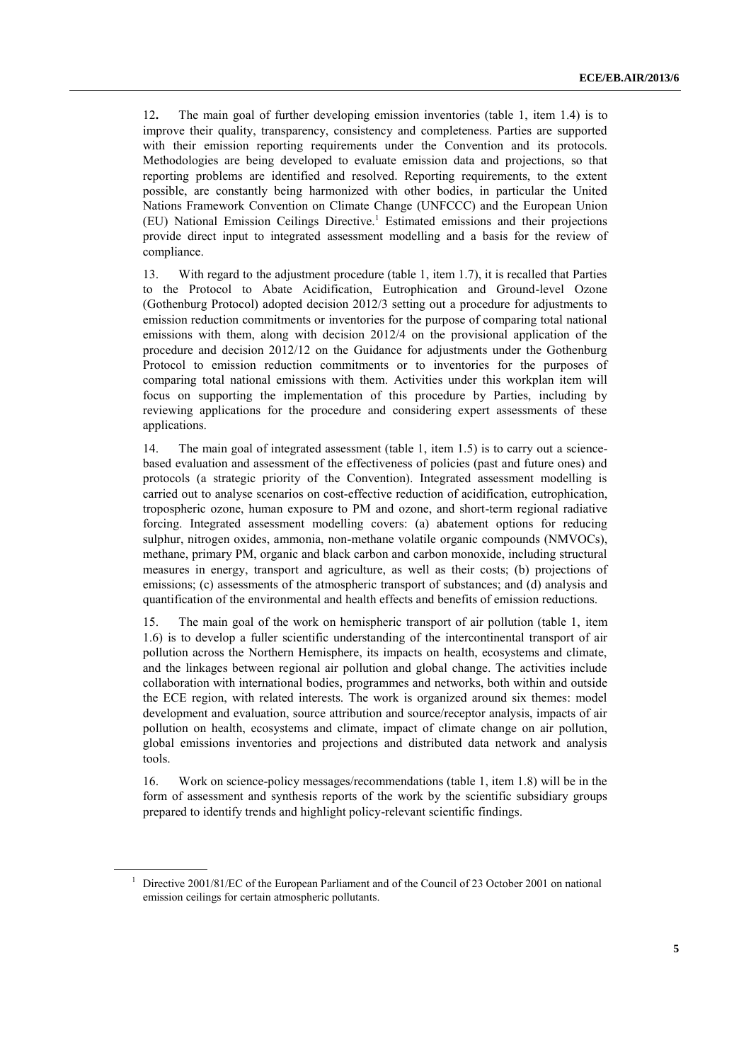12. The main goal of further developing emission inventories (table 1, item 1.4) is to improve their quality, transparency, consistency and completeness. Parties are supported with their emission reporting requirements under the Convention and its protocols. Methodologies are being developed to evaluate emission data and projections, so that reporting problems are identified and resolved. Reporting requirements, to the extent possible, are constantly being harmonized with other bodies, in particular the United Nations Framework Convention on Climate Change (UNFCCC) and the European Union (EU) National Emission Ceilings Directive.[1] Estimated emissions and their projections provide direct input to integrated assessment modelling and a basis for the review of compliance.

13. With regard to the adjustment procedure (table 1, item 1.7), it is recalled that Parties to the Protocol to Abate Acidification, Eutrophication and Ground-level Ozone (Gothenburg Protocol) adopted decision 2012/3 setting out a procedure for adjustments to emission reduction commitments or inventories for the purpose of comparing total national emissions with them, along with decision 2012/4 on the provisional application of the procedure and decision 2012/12 on the Guidance for adjustments under the Gothenburg Protocol to emission reduction commitments or to inventories for the purposes of comparing total national emissions with them. Activities under this workplan item will focus on supporting the implementation of this procedure by Parties, including by reviewing applications for the procedure and considering expert assessments of these applications.

14. The main goal of integrated assessment (table 1, item 1.5) is to carry out a science-based evaluation and assessment of the effectiveness of policies (past and future ones) and protocols (a strategic priority of the Convention). Integrated assessment modelling is carried out to analyse scenarios on cost-effective reduction of acidification, eutrophication, tropospheric ozone, human exposure to PM and ozone, and short-term regional radiative forcing. Integrated assessment modelling covers: (a) abatement options for reducing sulphur, nitrogen oxides, ammonia, non-methane volatile organic compounds (NMVOCs), methane, primary PM, organic and black carbon and carbon monoxide, including structural measures in energy, transport and agriculture, as well as their costs; (b) projections of emissions; (c) assessments of the atmospheric transport of substances; and (d) analysis and quantification of the environmental and health effects and benefits of emission reductions.

15. The main goal of the work on hemispheric transport of air pollution (table 1, item 1.6) is to develop a fuller scientific understanding of the intercontinental transport of air pollution across the Northern Hemisphere, its impacts on health, ecosystems and climate, and the linkages between regional air pollution and global change. The activities include collaboration with international bodies, programmes and networks, both within and outside the ECE region, with related interests. The work is organized around six themes: model development and evaluation, source attribution and source/receptor analysis, impacts of air pollution on health, ecosystems and climate, impact of climate change on air pollution, global emissions inventories and projections and distributed data network and analysis tools.

16. Work on science-policy messages/recommendations (table 1, item 1.8) will be in the form of assessment and synthesis reports of the work by the scientific subsidiary groups prepared to identify trends and highlight policy-relevant scientific findings.

[1] Directive 2001/81/EC of the European Parliament and of the Council of 23 October 2001 on national emission ceilings for certain atmospheric pollutants.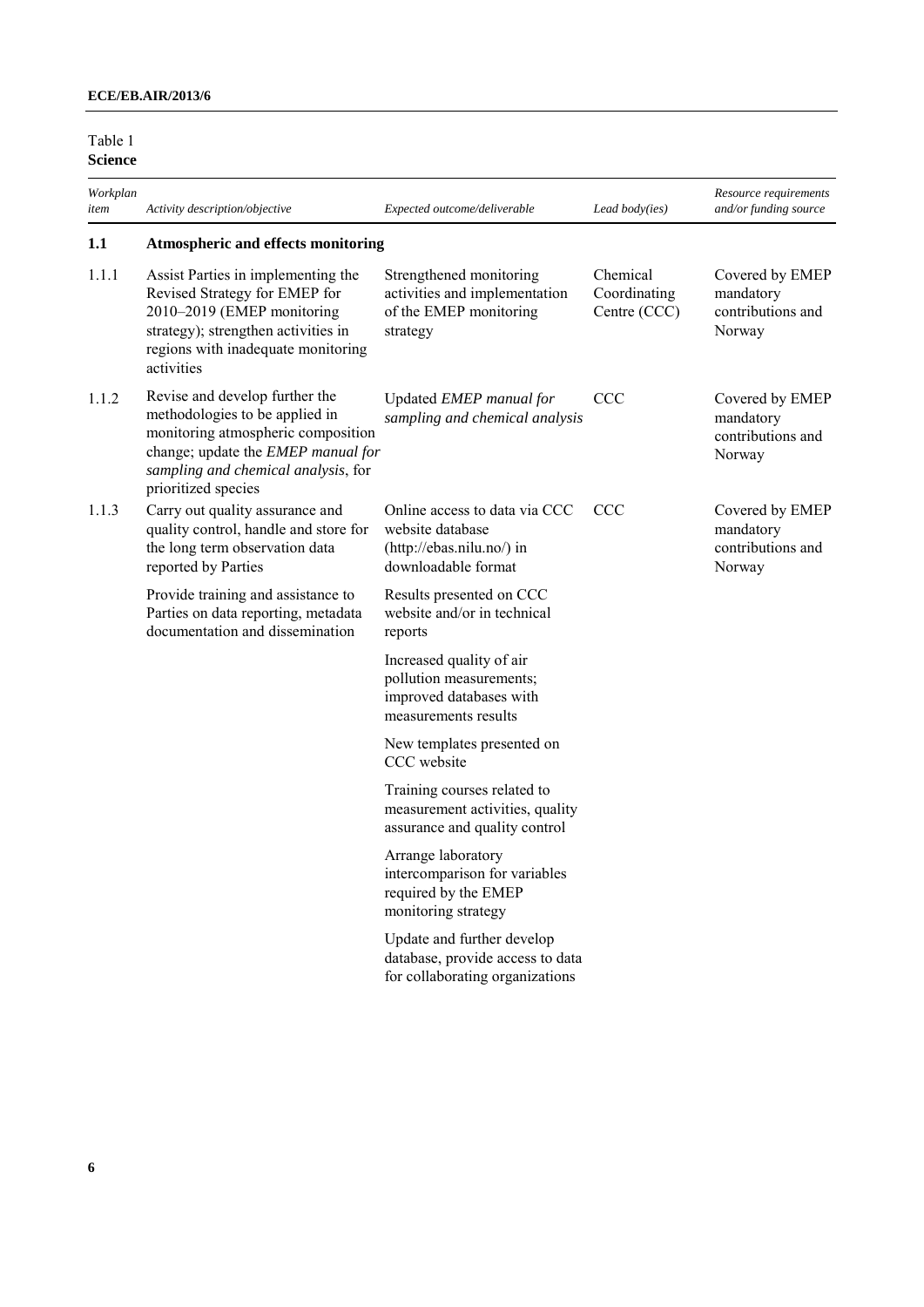Table 1
**Science**

| *Workplan item* | *Activity description/objective* | *Expected outcome/deliverable* | *Lead body(ies)* | *Resource requirements and/or funding source* |
| --- | --- | --- | --- | --- |
| **1.1** | **Atmospheric and effects monitoring** | | | |
| 1.1.1 | Assist Parties in implementing the Revised Strategy for EMEP for 2010–2019 (EMEP monitoring strategy); strengthen activities in regions with inadequate monitoring activities | Strengthened monitoring activities and implementation of the EMEP monitoring strategy | Chemical Coordinating Centre (CCC) | Covered by EMEP mandatory contributions and Norway |
| 1.1.2 | Revise and develop further the methodologies to be applied in monitoring atmospheric composition change; update the *EMEP manual for sampling and chemical analysis*, for prioritized species | Updated *EMEP manual for sampling and chemical analysis* | CCC | Covered by EMEP mandatory contributions and Norway |
| 1.1.3 | Carry out quality assurance and quality control, handle and store for the long term observation data reported by Parties | Online access to data via CCC website database (http://ebas.nilu.no/) in downloadable format | CCC | Covered by EMEP mandatory contributions and Norway |
| | Provide training and assistance to Parties on data reporting, metadata documentation and dissemination | Results presented on CCC website and/or in technical reports | | |
| | | Increased quality of air pollution measurements; improved databases with measurements results | | |
| | | New templates presented on CCC website | | |
| | | Training courses related to measurement activities, quality assurance and quality control | | |
| | | Arrange laboratory intercomparison for variables required by the EMEP monitoring strategy | | |
| | | Update and further develop database, provide access to data for collaborating organizations | | |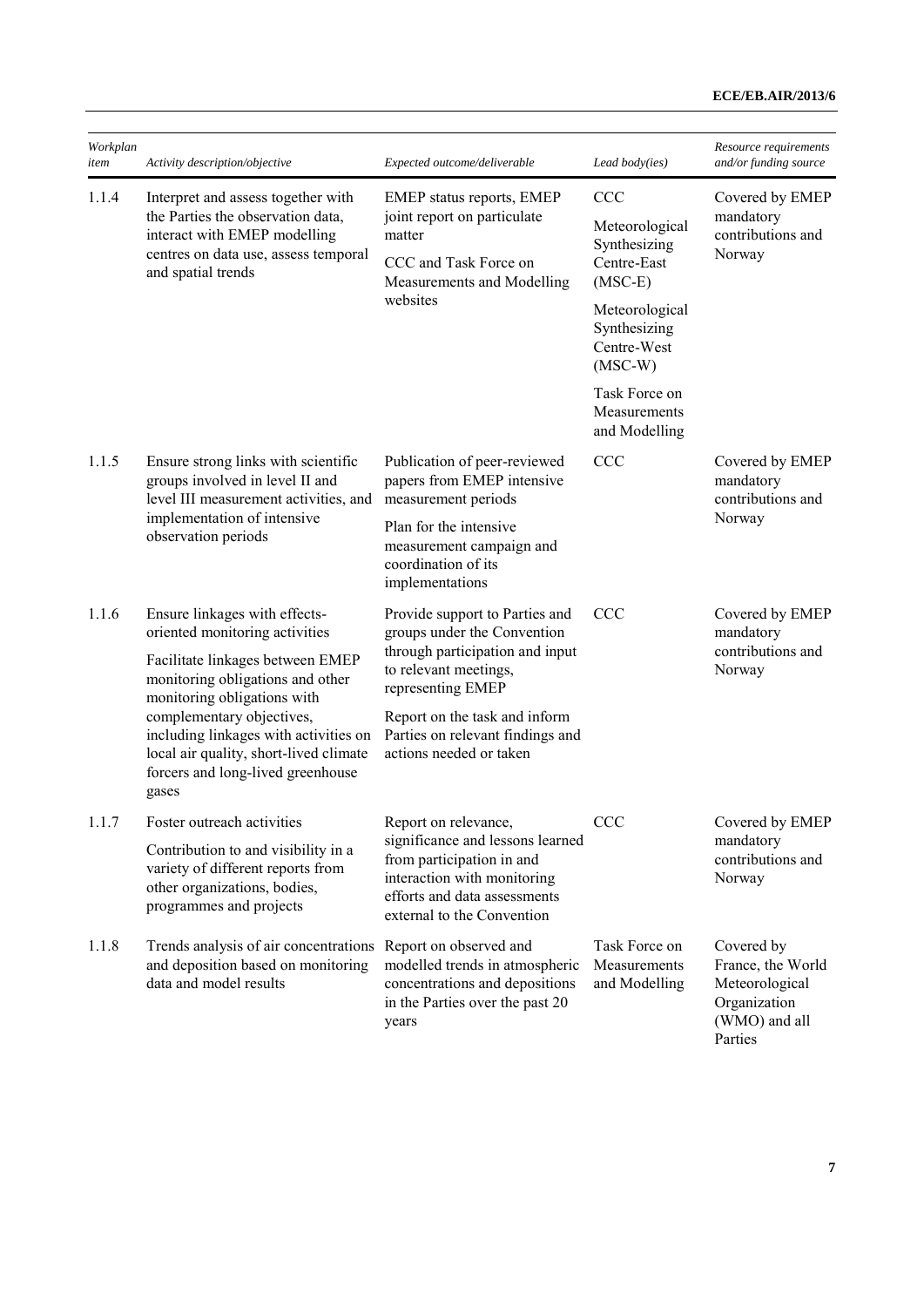| *Workplan item* | *Activity description/objective* | *Expected outcome/deliverable* | *Lead body(ies)* | *Resource requirements and/or funding source* |
|---|---|---|---|---|
| 1.1.4 | Interpret and assess together with the Parties the observation data, interact with EMEP modelling centres on data use, assess temporal and spatial trends | EMEP status reports, EMEP joint report on particulate matter<br><br>CCC and Task Force on Measurements and Modelling websites | CCC<br><br>Meteorological Synthesizing Centre-East (MSC-E)<br><br>Meteorological Synthesizing Centre-West (MSC-W)<br><br>Task Force on Measurements and Modelling | Covered by EMEP mandatory contributions and Norway |
| 1.1.5 | Ensure strong links with scientific groups involved in level II and level III measurement activities, and implementation of intensive observation periods | Publication of peer-reviewed papers from EMEP intensive measurement periods<br><br>Plan for the intensive measurement campaign and coordination of its implementations | CCC | Covered by EMEP mandatory contributions and Norway |
| 1.1.6 | Ensure linkages with effects-oriented monitoring activities<br><br>Facilitate linkages between EMEP monitoring obligations and other monitoring obligations with complementary objectives, including linkages with activities on local air quality, short-lived climate forcers and long-lived greenhouse gases | Provide support to Parties and groups under the Convention through participation and input to relevant meetings, representing EMEP<br><br>Report on the task and inform Parties on relevant findings and actions needed or taken | CCC | Covered by EMEP mandatory contributions and Norway |
| 1.1.7 | Foster outreach activities<br><br>Contribution to and visibility in a variety of different reports from other organizations, bodies, programmes and projects | Report on relevance, significance and lessons learned from participation in and interaction with monitoring efforts and data assessments external to the Convention | CCC | Covered by EMEP mandatory contributions and Norway |
| 1.1.8 | Trends analysis of air concentrations and deposition based on monitoring data and model results | Report on observed and modelled trends in atmospheric concentrations and depositions in the Parties over the past 20 years | Task Force on Measurements and Modelling | Covered by France, the World Meteorological Organization (WMO) and all Parties |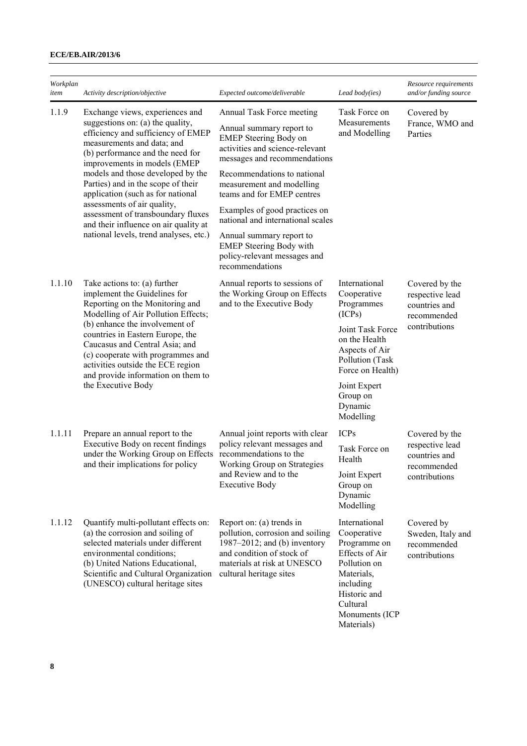| *Workplan item* | *Activity description/objective* | *Expected outcome/deliverable* | *Lead body(ies)* | *Resource requirements and/or funding source* |
| --- | --- | --- | --- | --- |
| 1.1.9 | Exchange views, experiences and suggestions on: (a) the quality, efficiency and sufficiency of EMEP measurements and data; and (b) performance and the need for improvements in models (EMEP models and those developed by the Parties) and in the scope of their application (such as for national assessments of air quality, assessment of transboundary fluxes and their influence on air quality at national levels, trend analyses, etc.) | Annual Task Force meeting<br><br>Annual summary report to EMEP Steering Body on activities and science-relevant messages and recommendations<br><br>Recommendations to national measurement and modelling teams and for EMEP centres<br><br>Examples of good practices on national and international scales<br><br>Annual summary report to EMEP Steering Body with policy-relevant messages and recommendations | Task Force on Measurements and Modelling | Covered by France, WMO and Parties |
| 1.1.10 | Take actions to: (a) further implement the Guidelines for Reporting on the Monitoring and Modelling of Air Pollution Effects; (b) enhance the involvement of countries in Eastern Europe, the Caucasus and Central Asia; and (c) cooperate with programmes and activities outside the ECE region and provide information on them to the Executive Body | Annual reports to sessions of the Working Group on Effects and to the Executive Body | International Cooperative Programmes (ICPs)<br><br>Joint Task Force on the Health Aspects of Air Pollution (Task Force on Health)<br><br>Joint Expert Group on Dynamic Modelling | Covered by the respective lead countries and recommended contributions |
| 1.1.11 | Prepare an annual report to the Executive Body on recent findings under the Working Group on Effects and their implications for policy | Annual joint reports with clear policy relevant messages and recommendations to the Working Group on Strategies and Review and to the Executive Body | ICPs<br><br>Task Force on Health<br><br>Joint Expert Group on Dynamic Modelling | Covered by the respective lead countries and recommended contributions |
| 1.1.12 | Quantify multi-pollutant effects on: (a) the corrosion and soiling of selected materials under different environmental conditions; (b) United Nations Educational, Scientific and Cultural Organization (UNESCO) cultural heritage sites | Report on: (a) trends in pollution, corrosion and soiling 1987–2012; and (b) inventory and condition of stock of materials at risk at UNESCO cultural heritage sites | International Cooperative Programme on Effects of Air Pollution on Materials, including Historic and Cultural Monuments (ICP Materials) | Covered by Sweden, Italy and recommended contributions |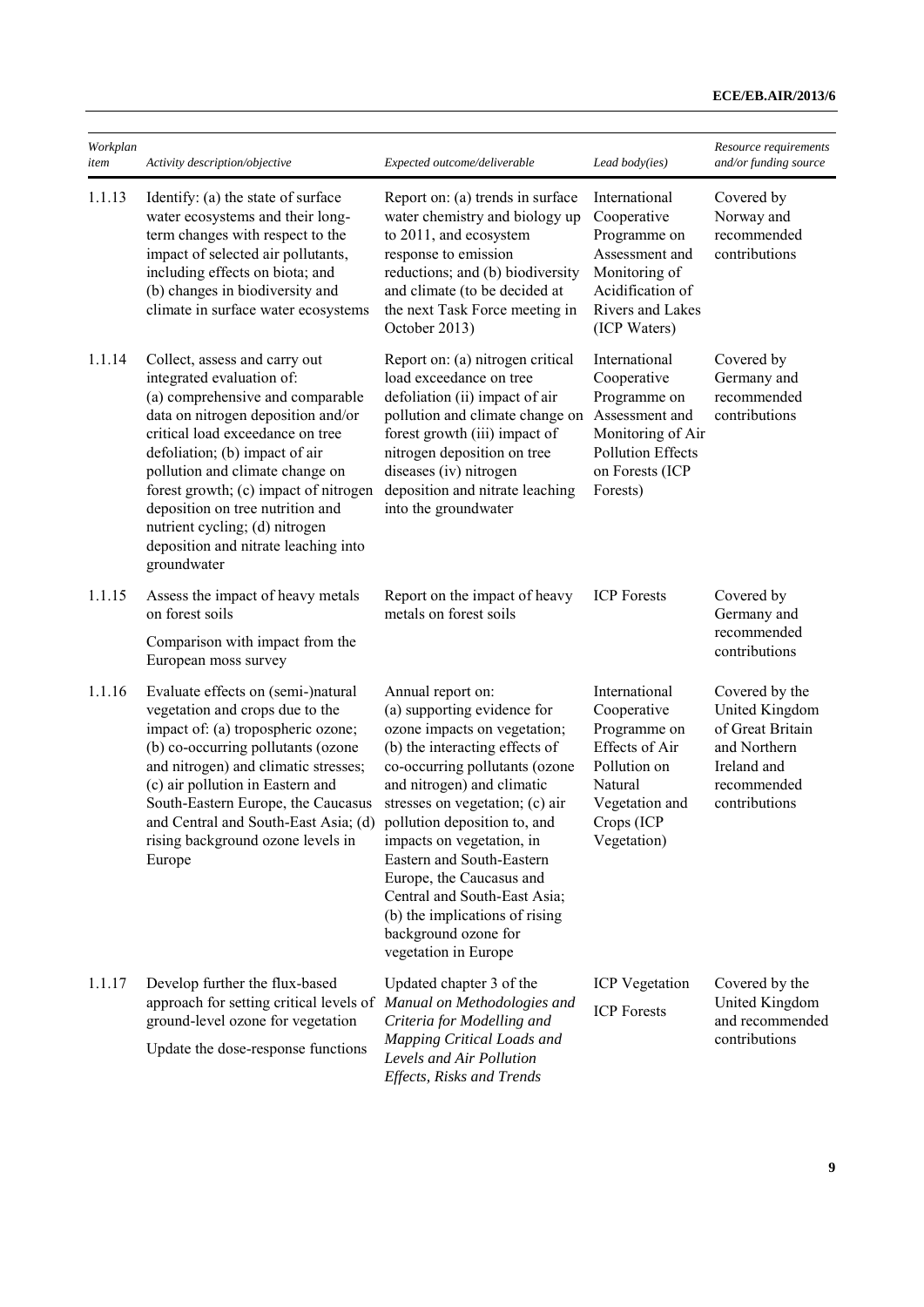| *Workplan item* | *Activity description/objective* | *Expected outcome/deliverable* | *Lead body(ies)* | *Resource requirements and/or funding source* |
|---|---|---|---|---|
| 1.1.13 | Identify: (a) the state of surface water ecosystems and their long-term changes with respect to the impact of selected air pollutants, including effects on biota; and (b) changes in biodiversity and climate in surface water ecosystems | Report on: (a) trends in surface water chemistry and biology up to 2011, and ecosystem response to emission reductions; and (b) biodiversity and climate (to be decided at the next Task Force meeting in October 2013) | International Cooperative Programme on Assessment and Monitoring of Acidification of Rivers and Lakes (ICP Waters) | Covered by Norway and recommended contributions |
| 1.1.14 | Collect, assess and carry out integrated evaluation of: (a) comprehensive and comparable data on nitrogen deposition and/or critical load exceedance on tree defoliation; (b) impact of air pollution and climate change on forest growth; (c) impact of nitrogen deposition on tree nutrition and nutrient cycling; (d) nitrogen deposition and nitrate leaching into groundwater | Report on: (a) nitrogen critical load exceedance on tree defoliation (ii) impact of air pollution and climate change on forest growth (iii) impact of nitrogen deposition on tree diseases (iv) nitrogen deposition and nitrate leaching into the groundwater | International Cooperative Programme on Assessment and Monitoring of Air Pollution Effects on Forests (ICP Forests) | Covered by Germany and recommended contributions |
| 1.1.15 | Assess the impact of heavy metals on forest soils<br><br>Comparison with impact from the European moss survey | Report on the impact of heavy metals on forest soils | ICP Forests | Covered by Germany and recommended contributions |
| 1.1.16 | Evaluate effects on (semi-)natural vegetation and crops due to the impact of: (a) tropospheric ozone; (b) co-occurring pollutants (ozone and nitrogen) and climatic stresses; (c) air pollution in Eastern and South-Eastern Europe, the Caucasus and Central and South-East Asia; (d) rising background ozone levels in Europe | Annual report on: (a) supporting evidence for ozone impacts on vegetation; (b) the interacting effects of co-occurring pollutants (ozone and nitrogen) and climatic stresses on vegetation; (c) air pollution deposition to, and impacts on vegetation, in Eastern and South-Eastern Europe, the Caucasus and Central and South-East Asia; (b) the implications of rising background ozone for vegetation in Europe | International Cooperative Programme on Effects of Air Pollution on Natural Vegetation and Crops (ICP Vegetation) | Covered by the United Kingdom of Great Britain and Northern Ireland and recommended contributions |
| 1.1.17 | Develop further the flux-based approach for setting critical levels of ground-level ozone for vegetation<br><br>Update the dose-response functions | Updated chapter 3 of the *Manual on Methodologies and Criteria for Modelling and Mapping Critical Loads and Levels and Air Pollution Effects, Risks and Trends* | ICP Vegetation<br><br>ICP Forests | Covered by the United Kingdom and recommended contributions |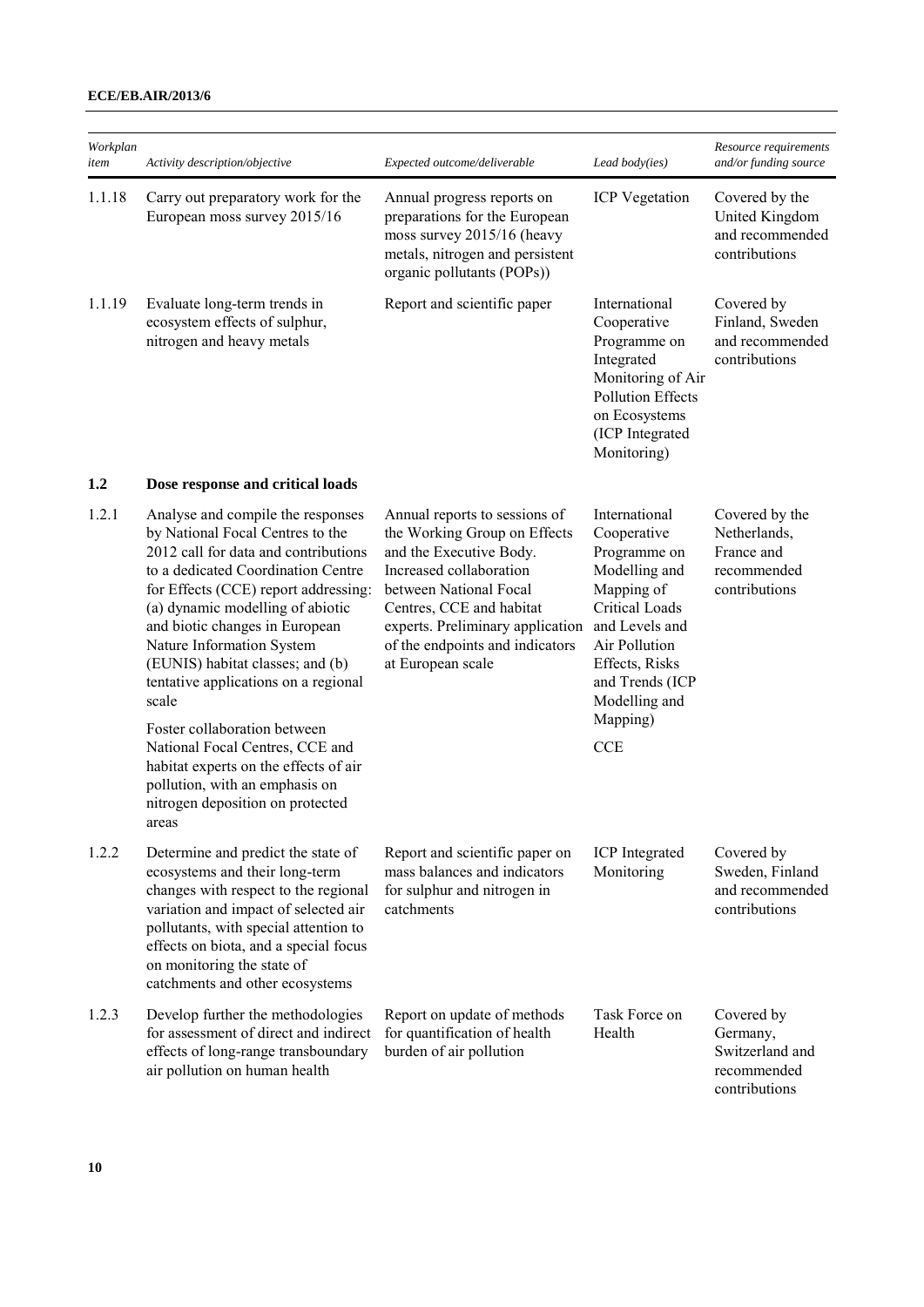| *Workplan item* | *Activity description/objective* | *Expected outcome/deliverable* | *Lead body(ies)* | *Resource requirements and/or funding source* |
|---|---|---|---|---|
| 1.1.18 | Carry out preparatory work for the European moss survey 2015/16 | Annual progress reports on preparations for the European moss survey 2015/16 (heavy metals, nitrogen and persistent organic pollutants (POPs)) | ICP Vegetation | Covered by the United Kingdom and recommended contributions |
| 1.1.19 | Evaluate long-term trends in ecosystem effects of sulphur, nitrogen and heavy metals | Report and scientific paper | International Cooperative Programme on Integrated Monitoring of Air Pollution Effects on Ecosystems (ICP Integrated Monitoring) | Covered by Finland, Sweden and recommended contributions |
| **1.2** | **Dose response and critical loads** | | | |
| 1.2.1 | Analyse and compile the responses by National Focal Centres to the 2012 call for data and contributions to a dedicated Coordination Centre for Effects (CCE) report addressing: (a) dynamic modelling of abiotic and biotic changes in European Nature Information System (EUNIS) habitat classes; and (b) tentative applications on a regional scale<br><br>Foster collaboration between National Focal Centres, CCE and habitat experts on the effects of air pollution, with an emphasis on nitrogen deposition on protected areas | Annual reports to sessions of the Working Group on Effects and the Executive Body. Increased collaboration between National Focal Centres, CCE and habitat experts. Preliminary application of the endpoints and indicators at European scale | International Cooperative Programme on Modelling and Mapping of Critical Loads and Levels and Air Pollution Effects, Risks and Trends (ICP Modelling and Mapping)<br><br>CCE | Covered by the Netherlands, France and recommended contributions |
| 1.2.2 | Determine and predict the state of ecosystems and their long-term changes with respect to the regional variation and impact of selected air pollutants, with special attention to effects on biota, and a special focus on monitoring the state of catchments and other ecosystems | Report and scientific paper on mass balances and indicators for sulphur and nitrogen in catchments | ICP Integrated Monitoring | Covered by Sweden, Finland and recommended contributions |
| 1.2.3 | Develop further the methodologies for assessment of direct and indirect effects of long-range transboundary air pollution on human health | Report on update of methods for quantification of health burden of air pollution | Task Force on Health | Covered by Germany, Switzerland and recommended contributions |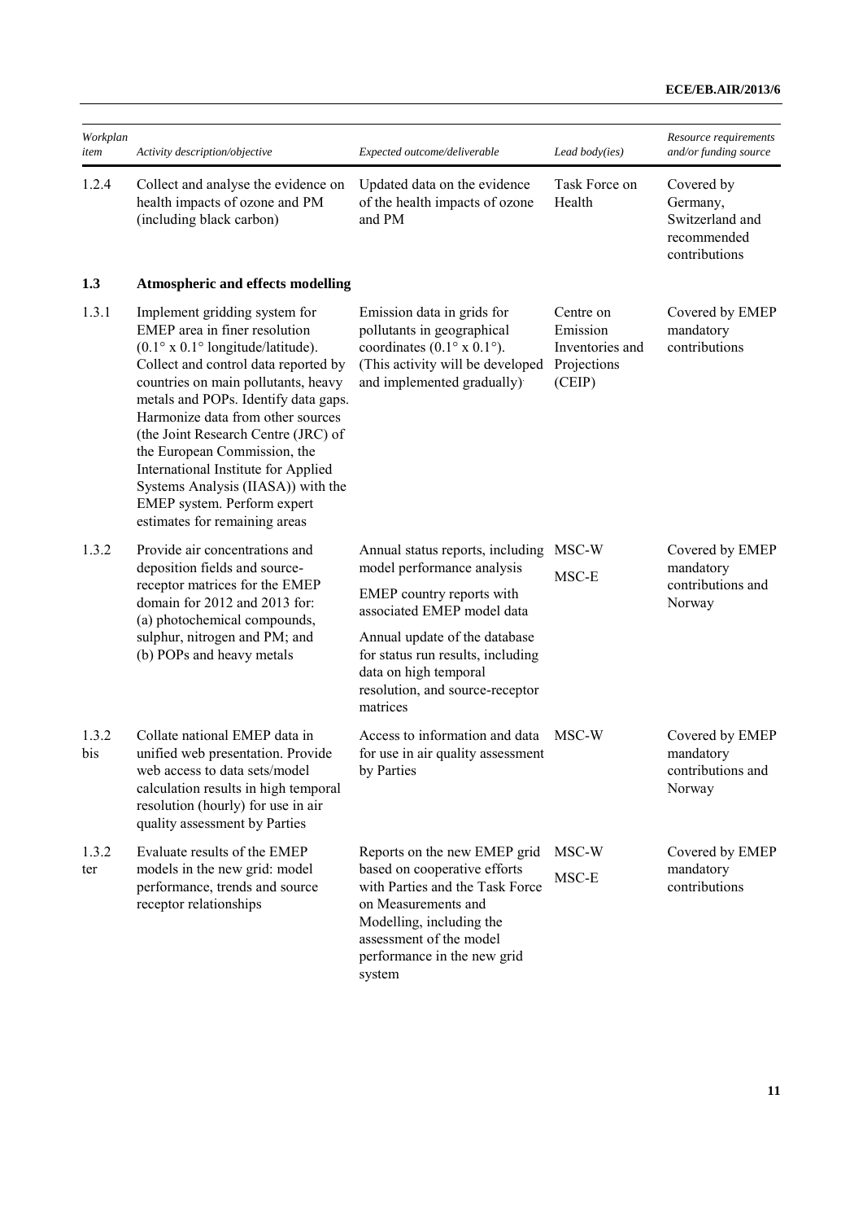| *Workplan item* | *Activity description/objective* | *Expected outcome/deliverable* | *Lead body(ies)* | *Resource requirements and/or funding source* |
|---|---|---|---|---|
| 1.2.4 | Collect and analyse the evidence on health impacts of ozone and PM (including black carbon) | Updated data on the evidence of the health impacts of ozone and PM | Task Force on Health | Covered by Germany, Switzerland and recommended contributions |
| **1.3** | **Atmospheric and effects modelling** | | | |
| 1.3.1 | Implement gridding system for EMEP area in finer resolution (0.1° x 0.1° longitude/latitude). Collect and control data reported by countries on main pollutants, heavy metals and POPs. Identify data gaps. Harmonize data from other sources (the Joint Research Centre (JRC) of the European Commission, the International Institute for Applied Systems Analysis (IIASA)) with the EMEP system. Perform expert estimates for remaining areas | Emission data in grids for pollutants in geographical coordinates (0.1° x 0.1°). (This activity will be developed and implemented gradually) | Centre on Emission Inventories and Projections (CEIP) | Covered by EMEP mandatory contributions |
| 1.3.2 | Provide air concentrations and deposition fields and source-receptor matrices for the EMEP domain for 2012 and 2013 for: (a) photochemical compounds, sulphur, nitrogen and PM; and (b) POPs and heavy metals | Annual status reports, including model performance analysis<br><br>EMEP country reports with associated EMEP model data<br><br>Annual update of the database for status run results, including data on high temporal resolution, and source-receptor matrices | MSC-W<br><br>MSC-E | Covered by EMEP mandatory contributions and Norway |
| 1.3.2 bis | Collate national EMEP data in unified web presentation. Provide web access to data sets/model calculation results in high temporal resolution (hourly) for use in air quality assessment by Parties | Access to information and data for use in air quality assessment by Parties | MSC-W | Covered by EMEP mandatory contributions and Norway |
| 1.3.2 ter | Evaluate results of the EMEP models in the new grid: model performance, trends and source receptor relationships | Reports on the new EMEP grid based on cooperative efforts with Parties and the Task Force on Measurements and Modelling, including the assessment of the model performance in the new grid system | MSC-W<br><br>MSC-E | Covered by EMEP mandatory contributions |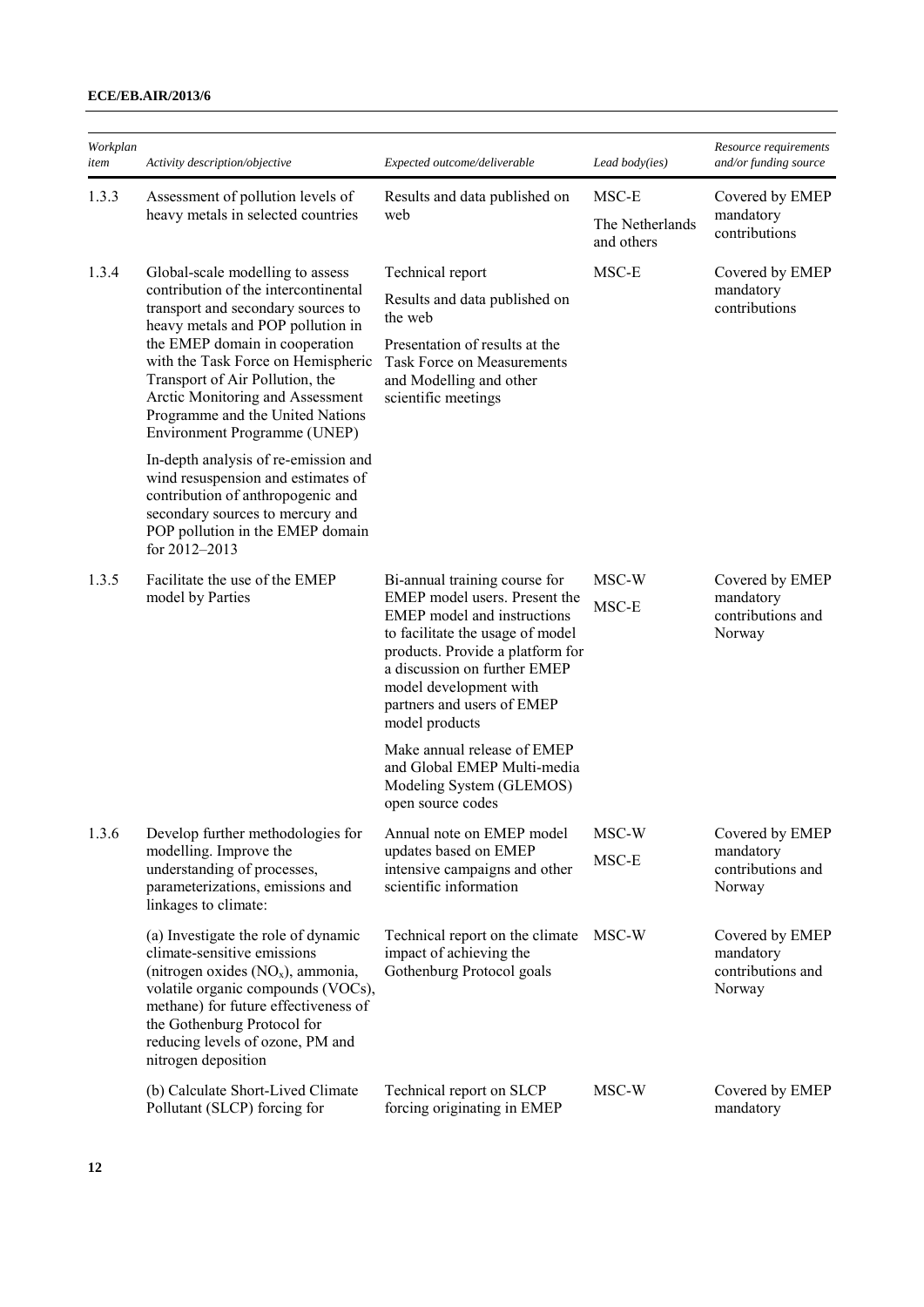| Workplan item | Activity description/objective | Expected outcome/deliverable | Lead body(ies) | Resource requirements and/or funding source |
|---|---|---|---|---|
| 1.3.3 | Assessment of pollution levels of heavy metals in selected countries | Results and data published on web | MSC-E<br><br>The Netherlands and others | Covered by EMEP mandatory contributions |
| 1.3.4 | Global-scale modelling to assess contribution of the intercontinental transport and secondary sources to heavy metals and POP pollution in the EMEP domain in cooperation with the Task Force on Hemispheric Transport of Air Pollution, the Arctic Monitoring and Assessment Programme and the United Nations Environment Programme (UNEP)<br><br>In-depth analysis of re-emission and wind resuspension and estimates of contribution of anthropogenic and secondary sources to mercury and POP pollution in the EMEP domain for 2012–2013 | Technical report<br><br>Results and data published on the web<br><br>Presentation of results at the Task Force on Measurements and Modelling and other scientific meetings | MSC-E | Covered by EMEP mandatory contributions |
| 1.3.5 | Facilitate the use of the EMEP model by Parties | Bi-annual training course for EMEP model users. Present the EMEP model and instructions to facilitate the usage of model products. Provide a platform for a discussion on further EMEP model development with partners and users of EMEP model products<br><br>Make annual release of EMEP and Global EMEP Multi-media Modeling System (GLEMOS) open source codes | MSC-W<br><br>MSC-E | Covered by EMEP mandatory contributions and Norway |
| 1.3.6 | Develop further methodologies for modelling. Improve the understanding of processes, parameterizations, emissions and linkages to climate: | Annual note on EMEP model updates based on EMEP intensive campaigns and other scientific information | MSC-W<br><br>MSC-E | Covered by EMEP mandatory contributions and Norway |
| | (a) Investigate the role of dynamic climate-sensitive emissions (nitrogen oxides ($NO_x$), ammonia, volatile organic compounds (VOCs), methane) for future effectiveness of the Gothenburg Protocol for reducing levels of ozone, PM and nitrogen deposition | Technical report on the climate impact of achieving the Gothenburg Protocol goals | MSC-W | Covered by EMEP mandatory contributions and Norway |
| | (b) Calculate Short-Lived Climate Pollutant (SLCP) forcing for | Technical report on SLCP forcing originating in EMEP | MSC-W | Covered by EMEP mandatory |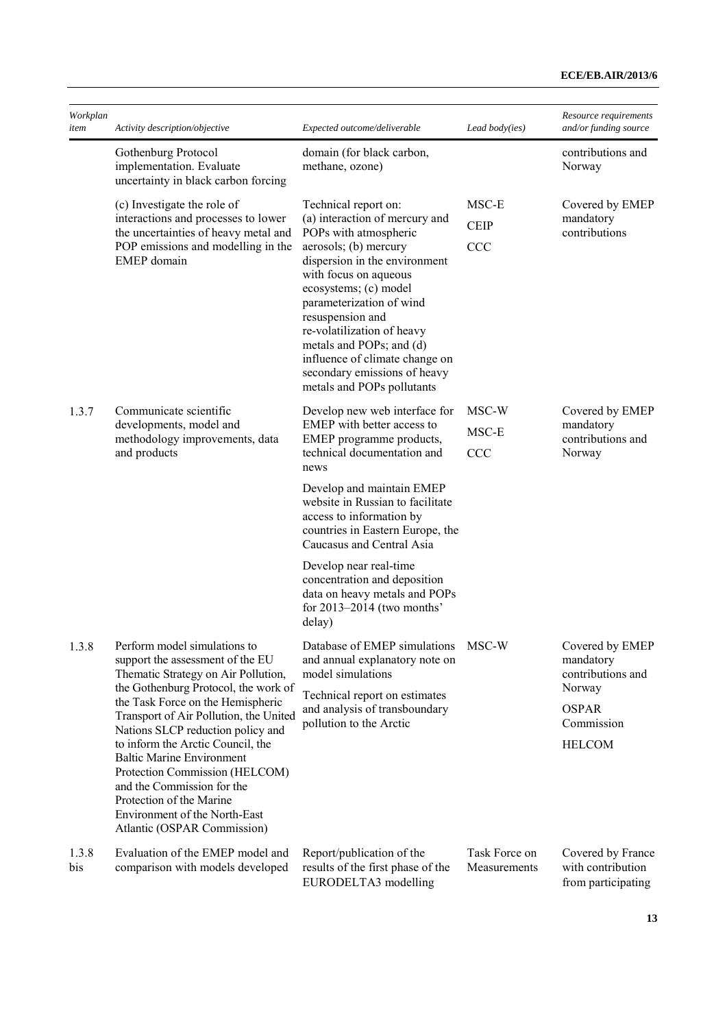| *Workplan item* | *Activity description/objective* | *Expected outcome/deliverable* | *Lead body(ies)* | *Resource requirements and/or funding source* |
|---|---|---|---|---|
| | Gothenburg Protocol implementation. Evaluate uncertainty in black carbon forcing | domain (for black carbon, methane, ozone) | | contributions and Norway |
| | (c) Investigate the role of interactions and processes to lower the uncertainties of heavy metal and POP emissions and modelling in the EMEP domain | Technical report on: (a) interaction of mercury and POPs with atmospheric aerosols; (b) mercury dispersion in the environment with focus on aqueous ecosystems; (c) model parameterization of wind resuspension and re-volatilization of heavy metals and POPs; and (d) influence of climate change on secondary emissions of heavy metals and POPs pollutants | MSC-E<br>CEIP<br>CCC | Covered by EMEP mandatory contributions |
| 1.3.7 | Communicate scientific developments, model and methodology improvements, data and products | Develop new web interface for EMEP with better access to EMEP programme products, technical documentation and news<br><br>Develop and maintain EMEP website in Russian to facilitate access to information by countries in Eastern Europe, the Caucasus and Central Asia<br><br>Develop near real-time concentration and deposition data on heavy metals and POPs for 2013–2014 (two months' delay) | MSC-W<br>MSC-E<br>CCC | Covered by EMEP mandatory contributions and Norway |
| 1.3.8 | Perform model simulations to support the assessment of the EU Thematic Strategy on Air Pollution, the Gothenburg Protocol, the work of the Task Force on the Hemispheric Transport of Air Pollution, the United Nations SLCP reduction policy and to inform the Arctic Council, the Baltic Marine Environment Protection Commission (HELCOM) and the Commission for the Protection of the Marine Environment of the North-East Atlantic (OSPAR Commission) | Database of EMEP simulations and annual explanatory note on model simulations<br><br>Technical report on estimates and analysis of transboundary pollution to the Arctic | MSC-W | Covered by EMEP mandatory contributions and Norway<br><br>OSPAR Commission<br><br>HELCOM |
| 1.3.8 bis | Evaluation of the EMEP model and comparison with models developed | Report/publication of the results of the first phase of the EURODELTA3 modelling | Task Force on Measurements | Covered by France with contribution from participating |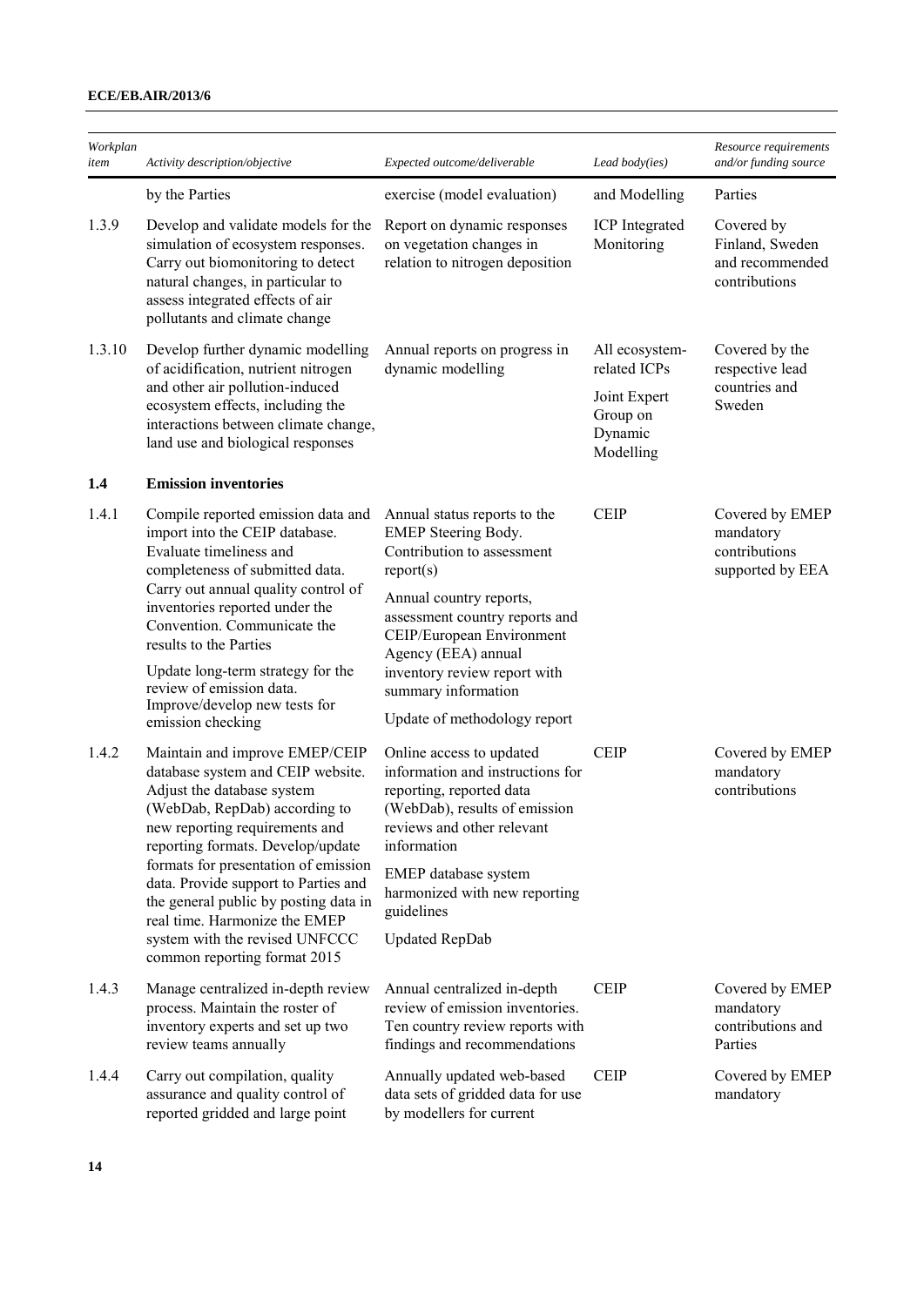| Workplan item | Activity description/objective | Expected outcome/deliverable | Lead body(ies) | Resource requirements and/or funding source |
|---|---|---|---|---|
| | by the Parties | exercise (model evaluation) | and Modelling | Parties |
| 1.3.9 | Develop and validate models for the simulation of ecosystem responses. Carry out biomonitoring to detect natural changes, in particular to assess integrated effects of air pollutants and climate change | Report on dynamic responses on vegetation changes in relation to nitrogen deposition | ICP Integrated Monitoring | Covered by Finland, Sweden and recommended contributions |
| 1.3.10 | Develop further dynamic modelling of acidification, nutrient nitrogen and other air pollution-induced ecosystem effects, including the interactions between climate change, land use and biological responses | Annual reports on progress in dynamic modelling | All ecosystem-related ICPs<br><br>Joint Expert Group on Dynamic Modelling | Covered by the respective lead countries and Sweden |
| **1.4** | **Emission inventories** | | | |
| 1.4.1 | Compile reported emission data and import into the CEIP database. Evaluate timeliness and completeness of submitted data.<br><br>Carry out annual quality control of inventories reported under the Convention. Communicate the results to the Parties<br><br>Update long-term strategy for the review of emission data. Improve/develop new tests for emission checking | Annual status reports to the EMEP Steering Body. Contribution to assessment report(s)<br><br>Annual country reports, assessment country reports and CEIP/European Environment Agency (EEA) annual inventory review report with summary information<br><br>Update of methodology report | CEIP | Covered by EMEP mandatory contributions supported by EEA |
| 1.4.2 | Maintain and improve EMEP/CEIP database system and CEIP website. Adjust the database system (WebDab, RepDab) according to new reporting requirements and reporting formats. Develop/update formats for presentation of emission data. Provide support to Parties and the general public by posting data in real time. Harmonize the EMEP system with the revised UNFCCC common reporting format 2015 | Online access to updated information and instructions for reporting, reported data (WebDab), results of emission reviews and other relevant information<br><br>EMEP database system harmonized with new reporting guidelines<br><br>Updated RepDab | CEIP | Covered by EMEP mandatory contributions |
| 1.4.3 | Manage centralized in-depth review process. Maintain the roster of inventory experts and set up two review teams annually | Annual centralized in-depth review of emission inventories. Ten country review reports with findings and recommendations | CEIP | Covered by EMEP mandatory contributions and Parties |
| 1.4.4 | Carry out compilation, quality assurance and quality control of reported gridded and large point | Annually updated web-based data sets of gridded data for use by modellers for current | CEIP | Covered by EMEP mandatory |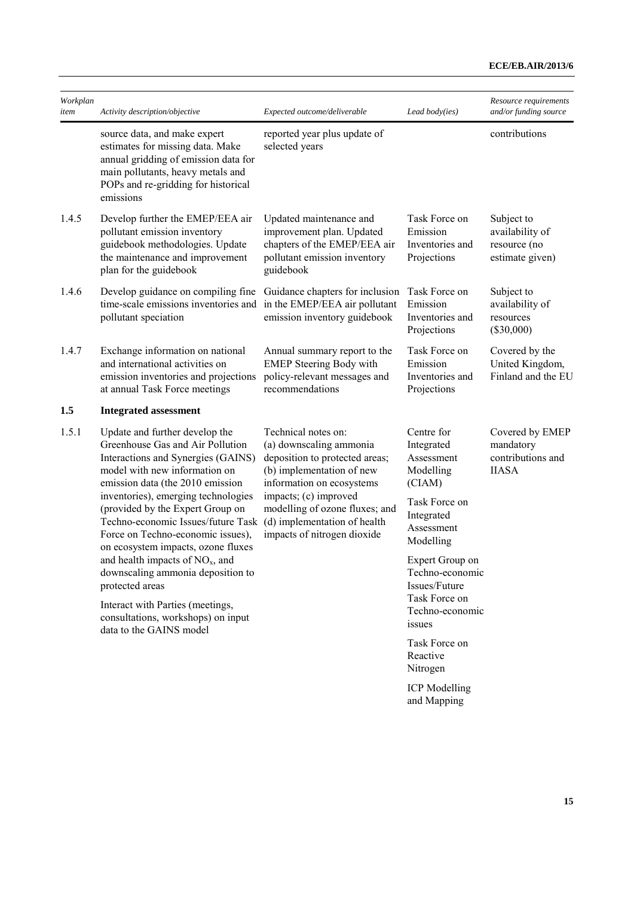| Workplan item | Activity description/objective | Expected outcome/deliverable | Lead body(ies) | Resource requirements and/or funding source |
|---|---|---|---|---|
| | source data, and make expert estimates for missing data. Make annual gridding of emission data for main pollutants, heavy metals and POPs and re-gridding for historical emissions | reported year plus update of selected years | | contributions |
| 1.4.5 | Develop further the EMEP/EEA air pollutant emission inventory guidebook methodologies. Update the maintenance and improvement plan for the guidebook | Updated maintenance and improvement plan. Updated chapters of the EMEP/EEA air pollutant emission inventory guidebook | Task Force on Emission Inventories and Projections | Subject to availability of resource (no estimate given) |
| 1.4.6 | Develop guidance on compiling fine time-scale emissions inventories and pollutant speciation | Guidance chapters for inclusion in the EMEP/EEA air pollutant emission inventory guidebook | Task Force on Emission Inventories and Projections | Subject to availability of resources ($30,000) |
| 1.4.7 | Exchange information on national and international activities on emission inventories and projections at annual Task Force meetings | Annual summary report to the EMEP Steering Body with policy-relevant messages and recommendations | Task Force on Emission Inventories and Projections | Covered by the United Kingdom, Finland and the EU |
| **1.5** | **Integrated assessment** | | | |
| 1.5.1 | Update and further develop the Greenhouse Gas and Air Pollution Interactions and Synergies (GAINS) model with new information on emission data (the 2010 emission inventories), emerging technologies (provided by the Expert Group on Techno-economic Issues/future Task Force on Techno-economic issues), on ecosystem impacts, ozone fluxes and health impacts of $NO_x$, and downscaling ammonia deposition to protected areas<br><br>Interact with Parties (meetings, consultations, workshops) on input data to the GAINS model | Technical notes on: (a) downscaling ammonia deposition to protected areas; (b) implementation of new information on ecosystems impacts; (c) improved modelling of ozone fluxes; and (d) implementation of health impacts of nitrogen dioxide | Centre for Integrated Assessment Modelling (CIAM)<br><br>Task Force on Integrated Assessment Modelling<br><br>Expert Group on Techno-economic Issues/Future Task Force on Techno-economic issues<br><br>Task Force on Reactive Nitrogen<br><br>ICP Modelling and Mapping | Covered by EMEP mandatory contributions and IIASA |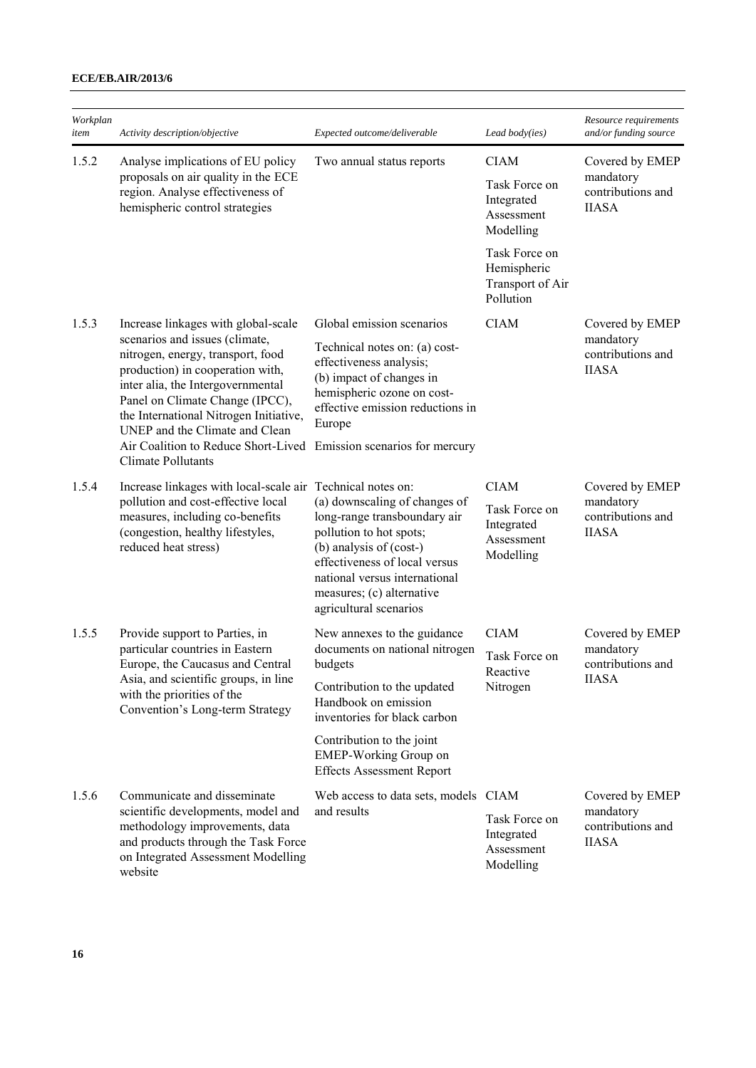| *Workplan item* | *Activity description/objective* | *Expected outcome/deliverable* | *Lead body(ies)* | *Resource requirements and/or funding source* |
|---|---|---|---|---|
| 1.5.2 | Analyse implications of EU policy proposals on air quality in the ECE region. Analyse effectiveness of hemispheric control strategies | Two annual status reports | CIAM<br><br>Task Force on Integrated Assessment Modelling<br><br>Task Force on Hemispheric Transport of Air Pollution | Covered by EMEP mandatory contributions and IIASA |
| 1.5.3 | Increase linkages with global-scale scenarios and issues (climate, nitrogen, energy, transport, food production) in cooperation with, inter alia, the Intergovernmental Panel on Climate Change (IPCC), the International Nitrogen Initiative, UNEP and the Climate and Clean Air Coalition to Reduce Short-Lived Climate Pollutants | Global emission scenarios<br><br>Technical notes on: (a) cost-effectiveness analysis; (b) impact of changes in hemispheric ozone on cost-effective emission reductions in Europe<br><br>Emission scenarios for mercury | CIAM | Covered by EMEP mandatory contributions and IIASA |
| 1.5.4 | Increase linkages with local-scale air pollution and cost-effective local measures, including co-benefits (congestion, healthy lifestyles, reduced heat stress) | Technical notes on: (a) downscaling of changes of long-range transboundary air pollution to hot spots; (b) analysis of (cost-) effectiveness of local versus national versus international measures; (c) alternative agricultural scenarios | CIAM<br><br>Task Force on Integrated Assessment Modelling | Covered by EMEP mandatory contributions and IIASA |
| 1.5.5 | Provide support to Parties, in particular countries in Eastern Europe, the Caucasus and Central Asia, and scientific groups, in line with the priorities of the Convention's Long-term Strategy | New annexes to the guidance documents on national nitrogen budgets<br><br>Contribution to the updated Handbook on emission inventories for black carbon<br><br>Contribution to the joint EMEP-Working Group on Effects Assessment Report | CIAM<br><br>Task Force on Reactive Nitrogen | Covered by EMEP mandatory contributions and IIASA |
| 1.5.6 | Communicate and disseminate scientific developments, model and methodology improvements, data and products through the Task Force on Integrated Assessment Modelling website | Web access to data sets, models and results | CIAM<br><br>Task Force on Integrated Assessment Modelling | Covered by EMEP mandatory contributions and IIASA |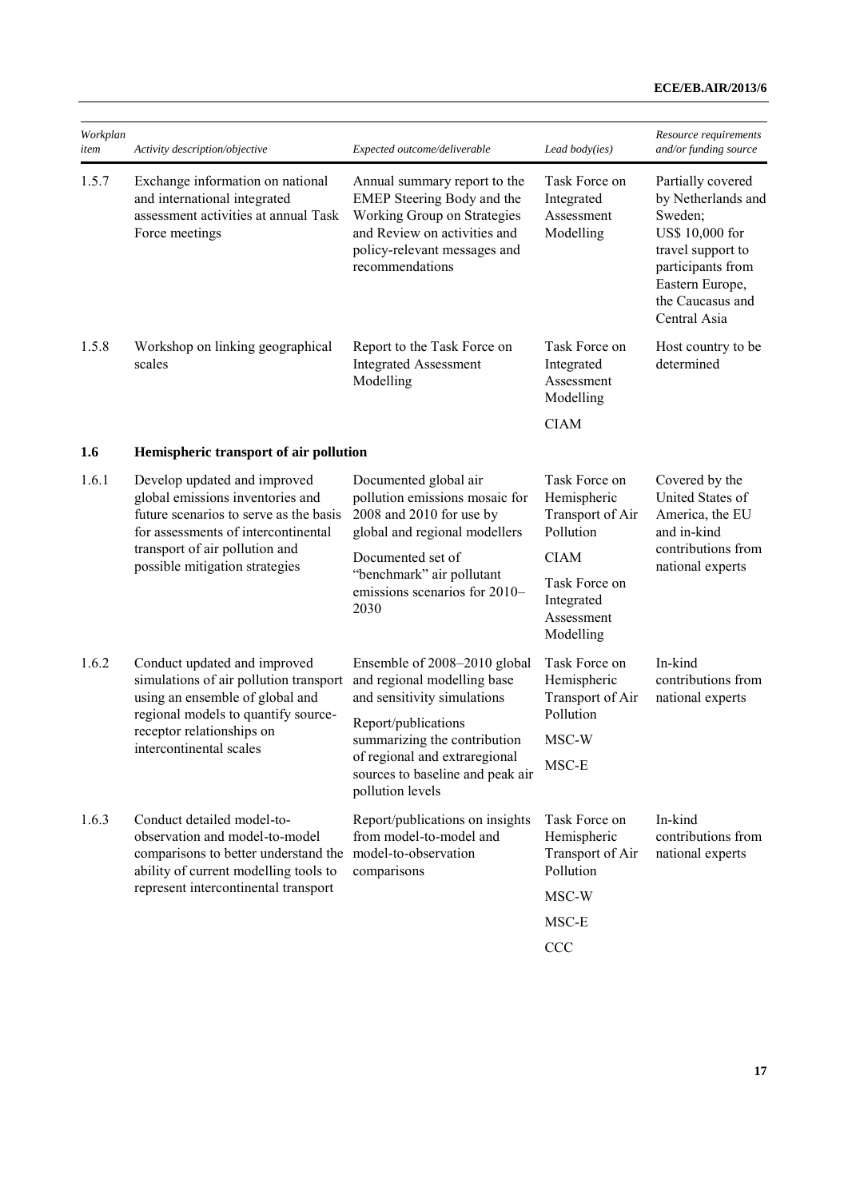| *Workplan item* | *Activity description/objective* | *Expected outcome/deliverable* | *Lead body(ies)* | *Resource requirements and/or funding source* |
|---|---|---|---|---|
| 1.5.7 | Exchange information on national and international integrated assessment activities at annual Task Force meetings | Annual summary report to the EMEP Steering Body and the Working Group on Strategies and Review on activities and policy-relevant messages and recommendations | Task Force on Integrated Assessment Modelling | Partially covered by Netherlands and Sweden; US$ 10,000 for travel support to participants from Eastern Europe, the Caucasus and Central Asia |
| 1.5.8 | Workshop on linking geographical scales | Report to the Task Force on Integrated Assessment Modelling | Task Force on Integrated Assessment Modelling<br><br>CIAM | Host country to be determined |
| **1.6** | **Hemispheric transport of air pollution** | | | |
| 1.6.1 | Develop updated and improved global emissions inventories and future scenarios to serve as the basis for assessments of intercontinental transport of air pollution and possible mitigation strategies | Documented global air pollution emissions mosaic for 2008 and 2010 for use by global and regional modellers<br><br>Documented set of "benchmark" air pollutant emissions scenarios for 2010–2030 | Task Force on Hemispheric Transport of Air Pollution<br><br>CIAM<br><br>Task Force on Integrated Assessment Modelling | Covered by the United States of America, the EU and in-kind contributions from national experts |
| 1.6.2 | Conduct updated and improved simulations of air pollution transport using an ensemble of global and regional models to quantify source-receptor relationships on intercontinental scales | Ensemble of 2008–2010 global and regional modelling base and sensitivity simulations<br><br>Report/publications summarizing the contribution of regional and extraregional sources to baseline and peak air pollution levels | Task Force on Hemispheric Transport of Air Pollution<br><br>MSC-W<br><br>MSC-E | In-kind contributions from national experts |
| 1.6.3 | Conduct detailed model-to-observation and model-to-model comparisons to better understand the ability of current modelling tools to represent intercontinental transport | Report/publications on insights from model-to-model and model-to-observation comparisons | Task Force on Hemispheric Transport of Air Pollution<br><br>MSC-W<br><br>MSC-E<br><br>CCC | In-kind contributions from national experts |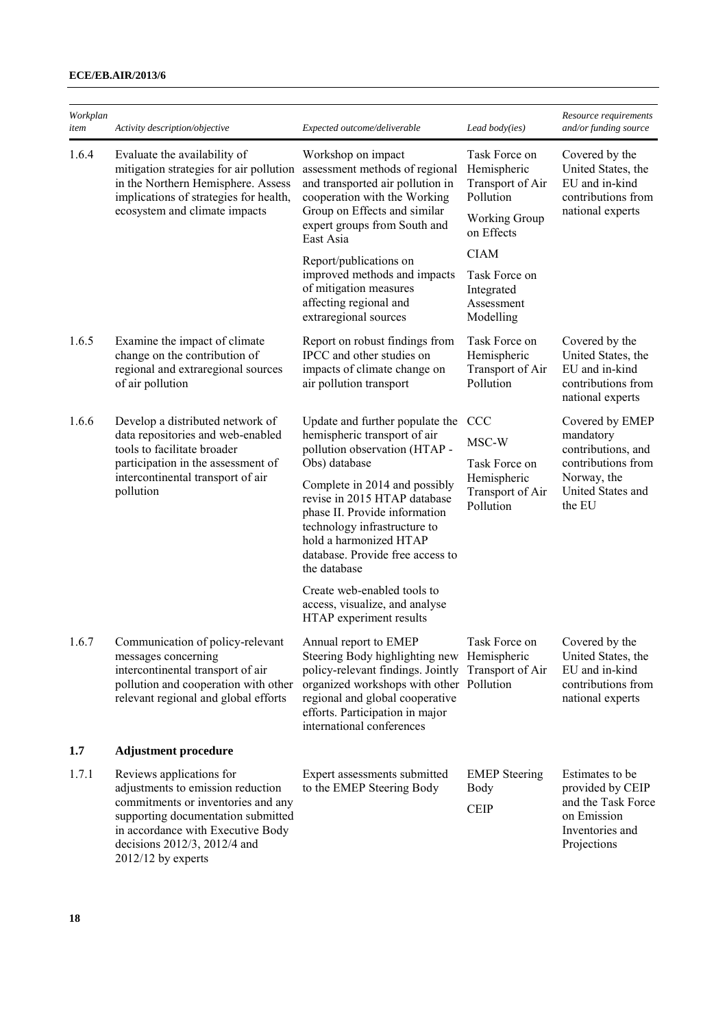| *Workplan item* | *Activity description/objective* | *Expected outcome/deliverable* | *Lead body(ies)* | *Resource requirements and/or funding source* |
|---|---|---|---|---|
| 1.6.4 | Evaluate the availability of mitigation strategies for air pollution in the Northern Hemisphere. Assess implications of strategies for health, ecosystem and climate impacts | Workshop on impact assessment methods of regional and transported air pollution in cooperation with the Working Group on Effects and similar expert groups from South and East Asia<br><br>Report/publications on improved methods and impacts of mitigation measures affecting regional and extraregional sources | Task Force on Hemispheric Transport of Air Pollution<br><br>Working Group on Effects<br><br>CIAM<br><br>Task Force on Integrated Assessment Modelling | Covered by the United States, the EU and in-kind contributions from national experts |
| 1.6.5 | Examine the impact of climate change on the contribution of regional and extraregional sources of air pollution | Report on robust findings from IPCC and other studies on impacts of climate change on air pollution transport | Task Force on Hemispheric Transport of Air Pollution | Covered by the United States, the EU and in-kind contributions from national experts |
| 1.6.6 | Develop a distributed network of data repositories and web-enabled tools to facilitate broader participation in the assessment of intercontinental transport of air pollution | Update and further populate the hemispheric transport of air pollution observation (HTAP - Obs) database<br><br>Complete in 2014 and possibly revise in 2015 HTAP database phase II. Provide information technology infrastructure to hold a harmonized HTAP database. Provide free access to the database<br><br>Create web-enabled tools to access, visualize, and analyse HTAP experiment results | CCC<br><br>MSC-W<br><br>Task Force on Hemispheric Transport of Air Pollution | Covered by EMEP mandatory contributions, and contributions from Norway, the United States and the EU |
| 1.6.7 | Communication of policy-relevant messages concerning intercontinental transport of air pollution and cooperation with other relevant regional and global efforts | Annual report to EMEP Steering Body highlighting new policy-relevant findings. Jointly organized workshops with other regional and global cooperative efforts. Participation in major international conferences | Task Force on Hemispheric Transport of Air Pollution | Covered by the United States, the EU and in-kind contributions from national experts |
| **1.7** | **Adjustment procedure** | | | |
| 1.7.1 | Reviews applications for adjustments to emission reduction commitments or inventories and any supporting documentation submitted in accordance with Executive Body decisions 2012/3, 2012/4 and 2012/12 by experts | Expert assessments submitted to the EMEP Steering Body | EMEP Steering Body<br><br>CEIP | Estimates to be provided by CEIP and the Task Force on Emission Inventories and Projections |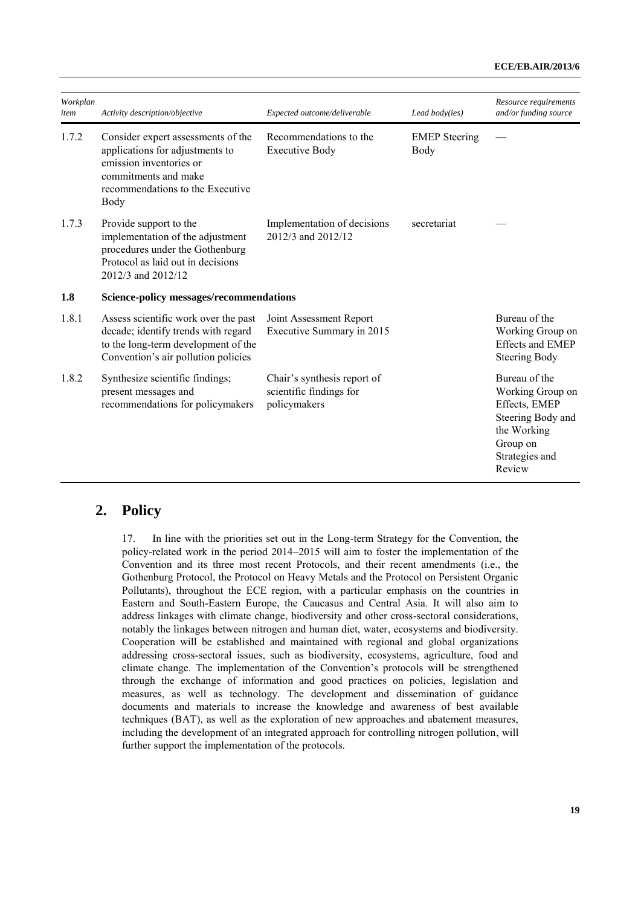| *Workplan item* | *Activity description/objective* | *Expected outcome/deliverable* | *Lead body(ies)* | *Resource requirements and/or funding source* |
|---|---|---|---|---|
| 1.7.2 | Consider expert assessments of the applications for adjustments to emission inventories or commitments and make recommendations to the Executive Body | Recommendations to the Executive Body | EMEP Steering Body | — |
| 1.7.3 | Provide support to the implementation of the adjustment procedures under the Gothenburg Protocol as laid out in decisions 2012/3 and 2012/12 | Implementation of decisions 2012/3 and 2012/12 | secretariat | — |
| **1.8** | **Science-policy messages/recommendations** | | | |
| 1.8.1 | Assess scientific work over the past decade; identify trends with regard to the long-term development of the Convention's air pollution policies | Joint Assessment Report Executive Summary in 2015 | | Bureau of the Working Group on Effects and EMEP Steering Body |
| 1.8.2 | Synthesize scientific findings; present messages and recommendations for policymakers | Chair's synthesis report of scientific findings for policymakers | | Bureau of the Working Group on Effects, EMEP Steering Body and the Working Group on Strategies and Review |

## 2. Policy

17. In line with the priorities set out in the Long-term Strategy for the Convention, the policy-related work in the period 2014–2015 will aim to foster the implementation of the Convention and its three most recent Protocols, and their recent amendments (i.e., the Gothenburg Protocol, the Protocol on Heavy Metals and the Protocol on Persistent Organic Pollutants), throughout the ECE region, with a particular emphasis on the countries in Eastern and South-Eastern Europe, the Caucasus and Central Asia. It will also aim to address linkages with climate change, biodiversity and other cross-sectoral considerations, notably the linkages between nitrogen and human diet, water, ecosystems and biodiversity. Cooperation will be established and maintained with regional and global organizations addressing cross-sectoral issues, such as biodiversity, ecosystems, agriculture, food and climate change. The implementation of the Convention's protocols will be strengthened through the exchange of information and good practices on policies, legislation and measures, as well as technology. The development and dissemination of guidance documents and materials to increase the knowledge and awareness of best available techniques (BAT), as well as the exploration of new approaches and abatement measures, including the development of an integrated approach for controlling nitrogen pollution, will further support the implementation of the protocols.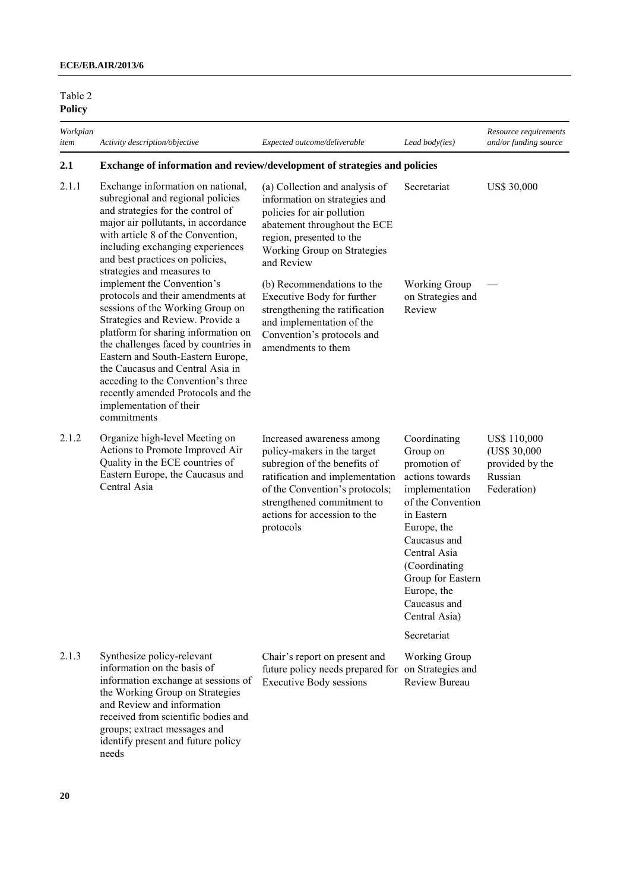Table 2
**Policy**

| *Workplan item* | *Activity description/objective* | *Expected outcome/deliverable* | *Lead body(ies)* | *Resource requirements and/or funding source* |
|---|---|---|---|---|
| **2.1** | **Exchange of information and review/development of strategies and policies** | | | |
| 2.1.1 | Exchange information on national, subregional and regional policies and strategies for the control of major air pollutants, in accordance with article 8 of the Convention, including exchanging experiences and best practices on policies, strategies and measures to implement the Convention's protocols and their amendments at sessions of the Working Group on Strategies and Review. Provide a platform for sharing information on the challenges faced by countries in Eastern and South-Eastern Europe, the Caucasus and Central Asia in acceding to the Convention's three recently amended Protocols and the implementation of their commitments | (a) Collection and analysis of information on strategies and policies for air pollution abatement throughout the ECE region, presented to the Working Group on Strategies and Review | Secretariat | US$ 30,000 |
| | | (b) Recommendations to the Executive Body for further strengthening the ratification and implementation of the Convention's protocols and amendments to them | Working Group on Strategies and Review | — |
| 2.1.2 | Organize high-level Meeting on Actions to Promote Improved Air Quality in the ECE countries of Eastern Europe, the Caucasus and Central Asia | Increased awareness among policy-makers in the target subregion of the benefits of ratification and implementation of the Convention's protocols; strengthened commitment to actions for accession to the protocols | Coordinating Group on promotion of actions towards implementation of the Convention in Eastern Europe, the Caucasus and Central Asia (Coordinating Group for Eastern Europe, the Caucasus and Central Asia)<br><br>Secretariat | US$ 110,000 (US$ 30,000 provided by the Russian Federation) |
| 2.1.3 | Synthesize policy-relevant information on the basis of information exchange at sessions of the Working Group on Strategies and Review and information received from scientific bodies and groups; extract messages and identify present and future policy needs | Chair's report on present and future policy needs prepared for Executive Body sessions | Working Group on Strategies and Review Bureau | |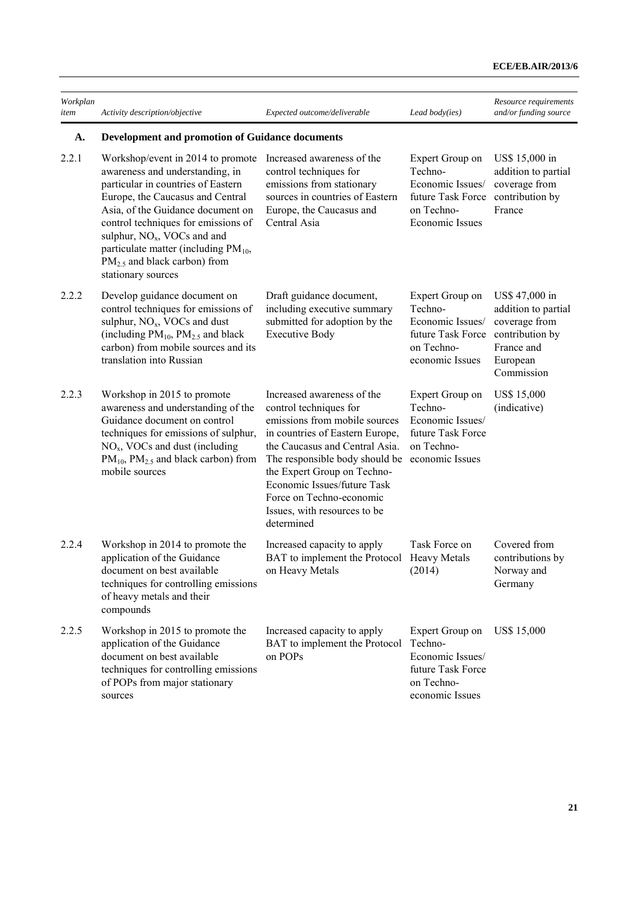| *Workplan item* | *Activity description/objective* | *Expected outcome/deliverable* | *Lead body(ies)* | *Resource requirements and/or funding source* |
|---|---|---|---|---|
| **A.** | **Development and promotion of Guidance documents** | | | |
| 2.2.1 | Workshop/event in 2014 to promote awareness and understanding, in particular in countries of Eastern Europe, the Caucasus and Central Asia, of the Guidance document on control techniques for emissions of sulphur, $NO_x$, VOCs and particulate matter (including $PM_{10}$, $PM_{2.5}$ and black carbon) from stationary sources | Increased awareness of the control techniques for emissions from stationary sources in countries of Eastern Europe, the Caucasus and Central Asia | Expert Group on Techno-Economic Issues/ future Task Force on Techno-Economic Issues | US$ 15,000 in addition to partial coverage from contribution by France |
| 2.2.2 | Develop guidance document on control techniques for emissions of sulphur, $NO_x$, VOCs and dust (including $PM_{10}$, $PM_{2.5}$ and black carbon) from mobile sources and its translation into Russian | Draft guidance document, including executive summary submitted for adoption by the Executive Body | Expert Group on Techno-Economic Issues/ future Task Force on Techno-economic Issues | US$ 47,000 in addition to partial coverage from contribution by France and European Commission |
| 2.2.3 | Workshop in 2015 to promote awareness and understanding of the Guidance document on control techniques for emissions of sulphur, $NO_x$, VOCs and dust (including $PM_{10}$, $PM_{2.5}$ and black carbon) from mobile sources | Increased awareness of the control techniques for emissions from mobile sources in countries of Eastern Europe, the Caucasus and Central Asia. The responsible body should be the Expert Group on Techno-Economic Issues/future Task Force on Techno-economic Issues, with resources to be determined | Expert Group on Techno-Economic Issues/ future Task Force on Techno-economic Issues | US$ 15,000 (indicative) |
| 2.2.4 | Workshop in 2014 to promote the application of the Guidance document on best available techniques for controlling emissions of heavy metals and their compounds | Increased capacity to apply BAT to implement the Protocol on Heavy Metals | Task Force on Heavy Metals (2014) | Covered from contributions by Norway and Germany |
| 2.2.5 | Workshop in 2015 to promote the application of the Guidance document on best available techniques for controlling emissions of POPs from major stationary sources | Increased capacity to apply BAT to implement the Protocol on POPs | Expert Group on Techno-Economic Issues/ future Task Force on Techno-economic Issues | US$ 15,000 |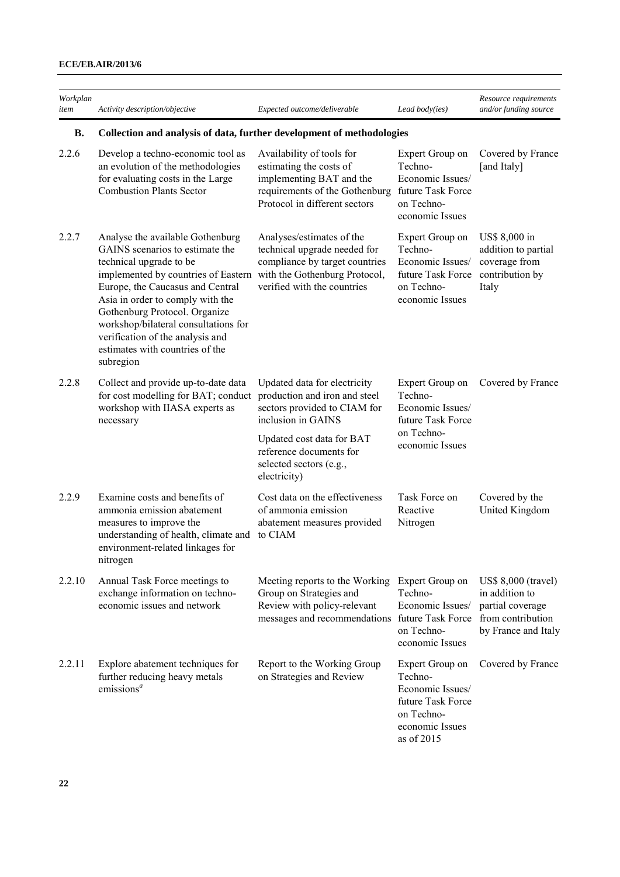| *Workplan item* | *Activity description/objective* | *Expected outcome/deliverable* | *Lead body(ies)* | *Resource requirements and/or funding source* |
|---|---|---|---|---|
| **B.** | **Collection and analysis of data, further development of methodologies** | | | |
| 2.2.6 | Develop a techno-economic tool as an evolution of the methodologies for evaluating costs in the Large Combustion Plants Sector | Availability of tools for estimating the costs of implementing BAT and the requirements of the Gothenburg Protocol in different sectors | Expert Group on Techno-Economic Issues/ future Task Force on Techno-economic Issues | Covered by France [and Italy] |
| 2.2.7 | Analyse the available Gothenburg GAINS scenarios to estimate the technical upgrade to be implemented by countries of Eastern Europe, the Caucasus and Central Asia in order to comply with the Gothenburg Protocol. Organize workshop/bilateral consultations for verification of the analysis and estimates with countries of the subregion | Analyses/estimates of the technical upgrade needed for compliance by target countries with the Gothenburg Protocol, verified with the countries | Expert Group on Techno-Economic Issues/ future Task Force on Techno-economic Issues | US$ 8,000 in addition to partial coverage from contribution by Italy |
| 2.2.8 | Collect and provide up-to-date data for cost modelling for BAT; conduct workshop with IIASA experts as necessary | Updated data for electricity production and iron and steel sectors provided to CIAM for inclusion in GAINS<br><br>Updated cost data for BAT reference documents for selected sectors (e.g., electricity) | Expert Group on Techno-Economic Issues/ future Task Force on Techno-economic Issues | Covered by France |
| 2.2.9 | Examine costs and benefits of ammonia emission abatement measures to improve the understanding of health, climate and environment-related linkages for nitrogen | Cost data on the effectiveness of ammonia emission abatement measures provided to CIAM | Task Force on Reactive Nitrogen | Covered by the United Kingdom |
| 2.2.10 | Annual Task Force meetings to exchange information on techno-economic issues and network | Meeting reports to the Working Group on Strategies and Review with policy-relevant messages and recommendations | Expert Group on Techno-Economic Issues/ future Task Force on Techno-economic Issues | US$ 8,000 (travel) in addition to partial coverage from contribution by France and Italy |
| 2.2.11 | Explore abatement techniques for further reducing heavy metals emissions[a] | Report to the Working Group on Strategies and Review | Expert Group on Techno-Economic Issues/ future Task Force on Techno-economic Issues as of 2015 | Covered by France |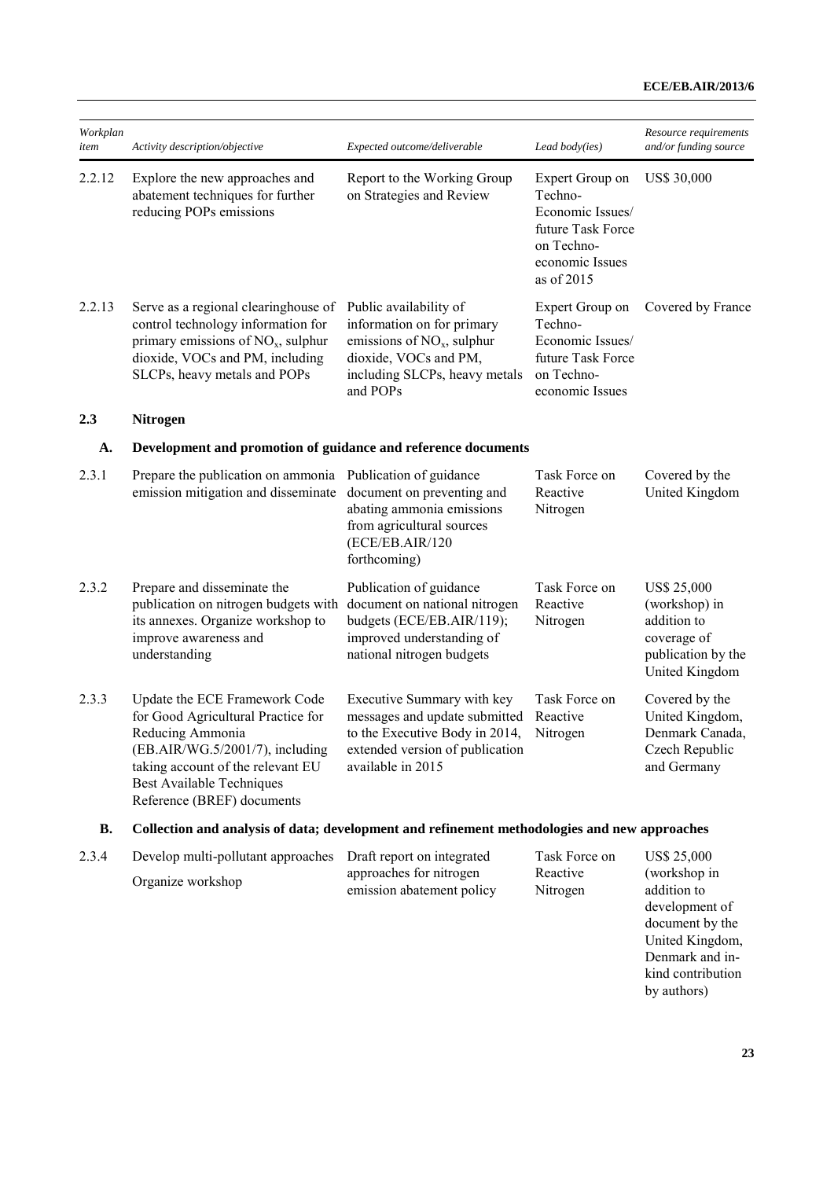| *Workplan item* | *Activity description/objective* | *Expected outcome/deliverable* | *Lead body(ies)* | *Resource requirements and/or funding source* |
|---|---|---|---|---|
| 2.2.12 | Explore the new approaches and abatement techniques for further reducing POPs emissions | Report to the Working Group on Strategies and Review | Expert Group on Techno-Economic Issues/ future Task Force on Techno-economic Issues as of 2015 | US$ 30,000 |
| 2.2.13 | Serve as a regional clearinghouse of control technology information for primary emissions of $NO_x$, sulphur dioxide, VOCs and PM, including SLCPs, heavy metals and POPs | Public availability of information on for primary emissions of $NO_x$, sulphur dioxide, VOCs and PM, including SLCPs, heavy metals and POPs | Expert Group on Techno-Economic Issues/ future Task Force on Techno-economic Issues | Covered by France |
| **2.3** | **Nitrogen** | | | |
| **A.** | **Development and promotion of guidance and reference documents** | | | |
| 2.3.1 | Prepare the publication on ammonia emission mitigation and disseminate | Publication of guidance document on preventing and abating ammonia emissions from agricultural sources (ECE/EB.AIR/120 forthcoming) | Task Force on Reactive Nitrogen | Covered by the United Kingdom |
| 2.3.2 | Prepare and disseminate the publication on nitrogen budgets with its annexes. Organize workshop to improve awareness and understanding | Publication of guidance document on national nitrogen budgets (ECE/EB.AIR/119); improved understanding of national nitrogen budgets | Task Force on Reactive Nitrogen | US$ 25,000 (workshop) in addition to coverage of publication by the United Kingdom |
| 2.3.3 | Update the ECE Framework Code for Good Agricultural Practice for Reducing Ammonia (EB.AIR/WG.5/2001/7), including taking account of the relevant EU Best Available Techniques Reference (BREF) documents | Executive Summary with key messages and update submitted to the Executive Body in 2014, extended version of publication available in 2015 | Task Force on Reactive Nitrogen | Covered by the United Kingdom, Denmark Canada, Czech Republic and Germany |
| **B.** | **Collection and analysis of data; development and refinement methodologies and new approaches** | | | |
| 2.3.4 | Develop multi-pollutant approaches<br>Organize workshop | Draft report on integrated approaches for nitrogen emission abatement policy | Task Force on Reactive Nitrogen | US$ 25,000 (workshop in addition to development of document by the United Kingdom, Denmark and in-kind contribution by authors) |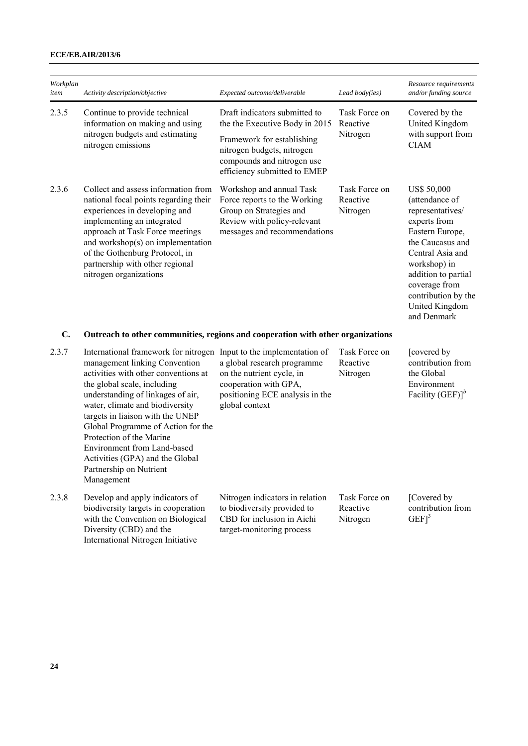| *Workplan item* | *Activity description/objective* | *Expected outcome/deliverable* | *Lead body(ies)* | *Resource requirements and/or funding source* |
|---|---|---|---|---|
| 2.3.5 | Continue to provide technical information on making and using nitrogen budgets and estimating nitrogen emissions | Draft indicators submitted to the the Executive Body in 2015<br><br>Framework for establishing nitrogen budgets, nitrogen compounds and nitrogen use efficiency submitted to EMEP | Task Force on Reactive Nitrogen | Covered by the United Kingdom with support from CIAM |
| 2.3.6 | Collect and assess information from national focal points regarding their experiences in developing and implementing an integrated approach at Task Force meetings and workshop(s) on implementation of the Gothenburg Protocol, in partnership with other regional nitrogen organizations | Workshop and annual Task Force reports to the Working Group on Strategies and Review with policy-relevant messages and recommendations | Task Force on Reactive Nitrogen | US$ 50,000 (attendance of representatives/ experts from Eastern Europe, the Caucasus and Central Asia and workshop) in addition to partial coverage from contribution by the United Kingdom and Denmark |
| **C.** | **Outreach to other communities, regions and cooperation with other organizations** | | | |
| 2.3.7 | International framework for nitrogen management linking Convention activities with other conventions at the global scale, including understanding of linkages of air, water, climate and biodiversity targets in liaison with the UNEP Global Programme of Action for the Protection of the Marine Environment from Land-based Activities (GPA) and the Global Partnership on Nutrient Management | Input to the implementation of a global research programme on the nutrient cycle, in cooperation with GPA, positioning ECE analysis in the global context | Task Force on Reactive Nitrogen | [covered by contribution from the Global Environment Facility (GEF)][b] |
| 2.3.8 | Develop and apply indicators of biodiversity targets in cooperation with the Convention on Biological Diversity (CBD) and the International Nitrogen Initiative | Nitrogen indicators in relation to biodiversity provided to CBD for inclusion in Aichi target-monitoring process | Task Force on Reactive Nitrogen | [Covered by contribution from GEF][3] |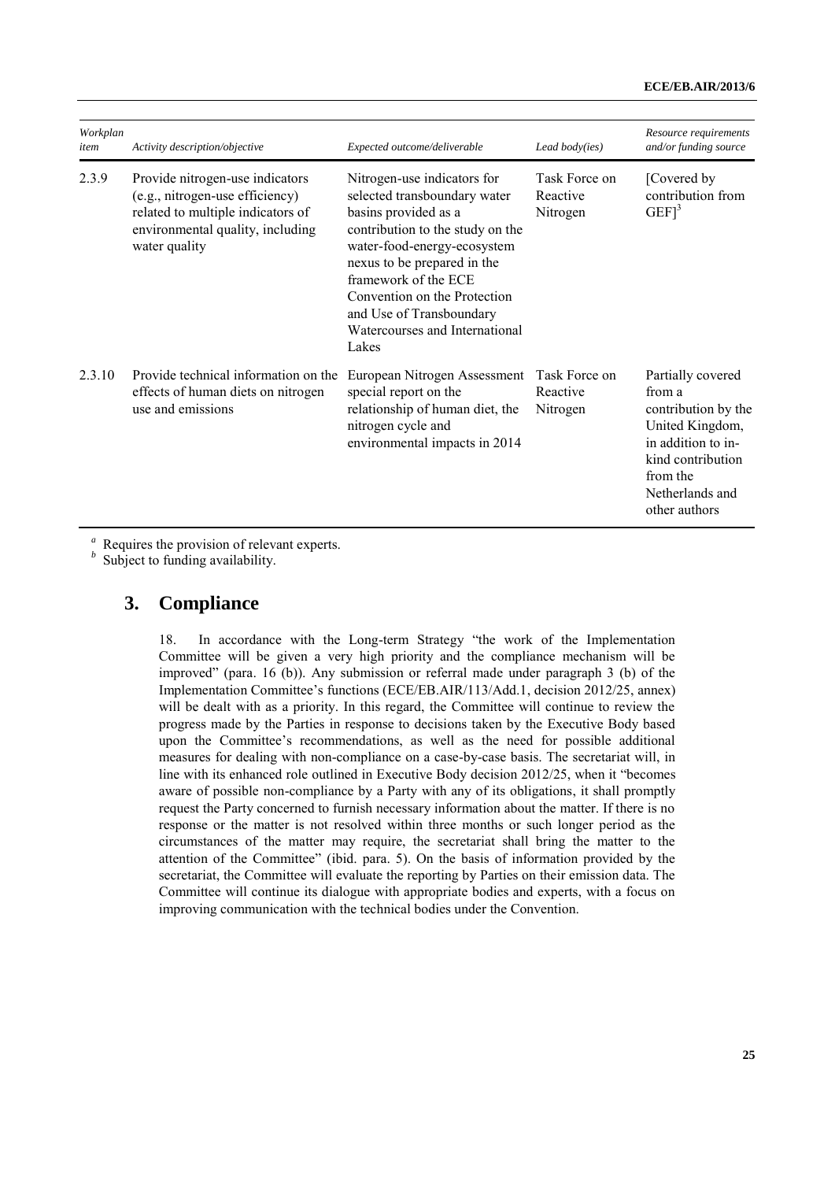| Workplan item | Activity description/objective | Expected outcome/deliverable | Lead body(ies) | Resource requirements and/or funding source |
|---|---|---|---|---|
| 2.3.9 | Provide nitrogen-use indicators (e.g., nitrogen-use efficiency) related to multiple indicators of environmental quality, including water quality | Nitrogen-use indicators for selected transboundary water basins provided as a contribution to the study on the water-food-energy-ecosystem nexus to be prepared in the framework of the ECE Convention on the Protection and Use of Transboundary Watercourses and International Lakes | Task Force on Reactive Nitrogen | [Covered by contribution from GEF][3] |
| 2.3.10 | Provide technical information on the effects of human diets on nitrogen use and emissions | European Nitrogen Assessment special report on the relationship of human diet, the nitrogen cycle and environmental impacts in 2014 | Task Force on Reactive Nitrogen | Partially covered from a contribution by the United Kingdom, in addition to in-kind contribution from the Netherlands and other authors |

[a] Requires the provision of relevant experts.
[b] Subject to funding availability.

## 3. Compliance

18. In accordance with the Long-term Strategy "the work of the Implementation Committee will be given a very high priority and the compliance mechanism will be improved" (para. 16 (b)). Any submission or referral made under paragraph 3 (b) of the Implementation Committee's functions (ECE/EB.AIR/113/Add.1, decision 2012/25, annex) will be dealt with as a priority. In this regard, the Committee will continue to review the progress made by the Parties in response to decisions taken by the Executive Body based upon the Committee's recommendations, as well as the need for possible additional measures for dealing with non-compliance on a case-by-case basis. The secretariat will, in line with its enhanced role outlined in Executive Body decision 2012/25, when it "becomes aware of possible non-compliance by a Party with any of its obligations, it shall promptly request the Party concerned to furnish necessary information about the matter. If there is no response or the matter is not resolved within three months or such longer period as the circumstances of the matter may require, the secretariat shall bring the matter to the attention of the Committee" (ibid. para. 5). On the basis of information provided by the secretariat, the Committee will evaluate the reporting by Parties on their emission data. The Committee will continue its dialogue with appropriate bodies and experts, with a focus on improving communication with the technical bodies under the Convention.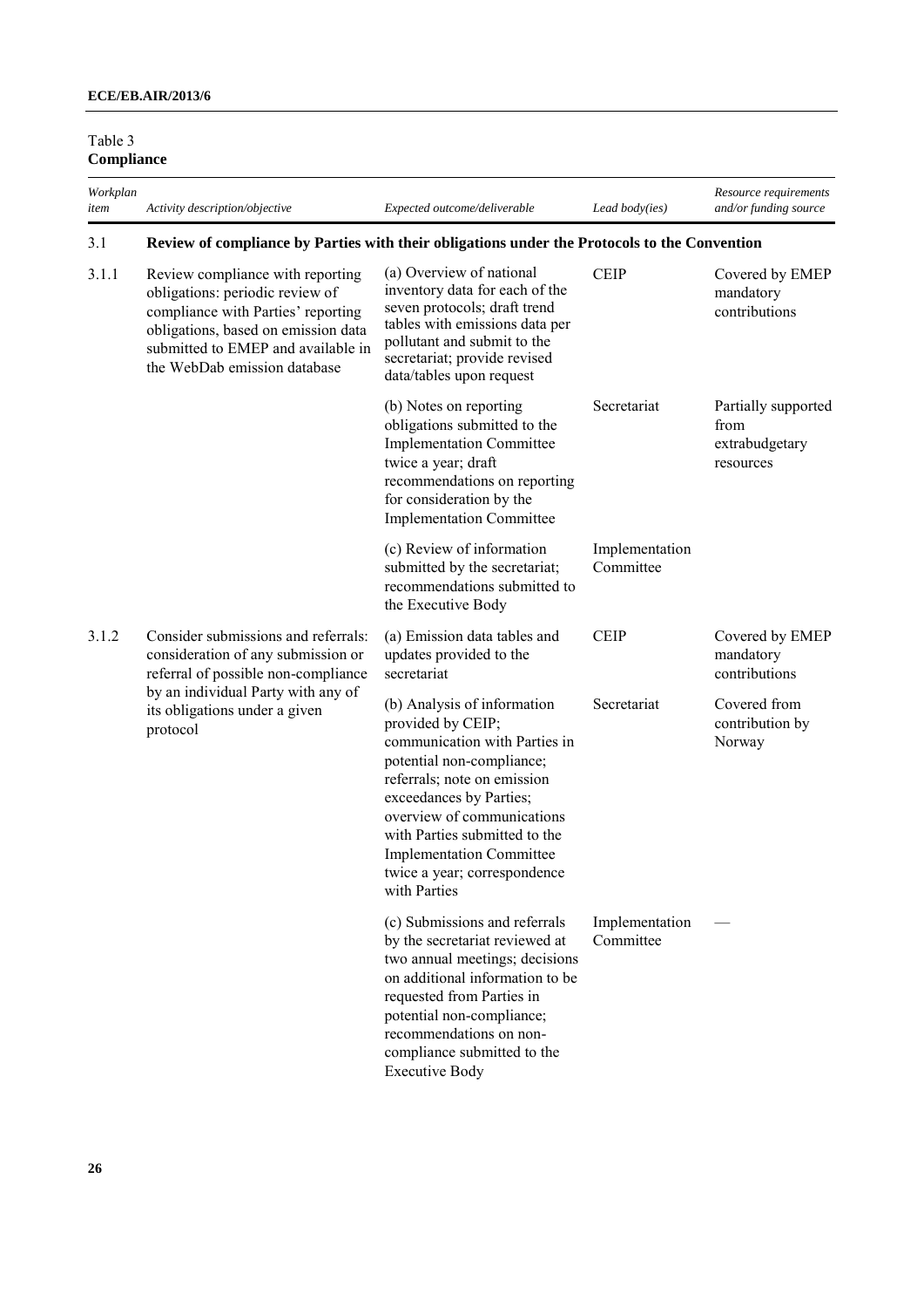Table 3
**Compliance**

| *Workplan item* | *Activity description/objective* | *Expected outcome/deliverable* | *Lead body(ies)* | *Resource requirements and/or funding source* |
|---|---|---|---|---|
| 3.1 | **Review of compliance by Parties with their obligations under the Protocols to the Convention** | | | |
| 3.1.1 | Review compliance with reporting obligations: periodic review of compliance with Parties' reporting obligations, based on emission data submitted to EMEP and available in the WebDab emission database | (a) Overview of national inventory data for each of the seven protocols; draft trend tables with emissions data per pollutant and submit to the secretariat; provide revised data/tables upon request | CEIP | Covered by EMEP mandatory contributions |
| | | (b) Notes on reporting obligations submitted to the Implementation Committee twice a year; draft recommendations on reporting for consideration by the Implementation Committee | Secretariat | Partially supported from extrabudgetary resources |
| | | (c) Review of information submitted by the secretariat; recommendations submitted to the Executive Body | Implementation Committee | |
| 3.1.2 | Consider submissions and referrals: consideration of any submission or referral of possible non-compliance by an individual Party with any of its obligations under a given protocol | (a) Emission data tables and updates provided to the secretariat | CEIP | Covered by EMEP mandatory contributions |
| | | (b) Analysis of information provided by CEIP; communication with Parties in potential non-compliance; referrals; note on emission exceedances by Parties; overview of communications with Parties submitted to the Implementation Committee twice a year; correspondence with Parties | Secretariat | Covered from contribution by Norway |
| | | (c) Submissions and referrals by the secretariat reviewed at two annual meetings; decisions on additional information to be requested from Parties in potential non-compliance; recommendations on non-compliance submitted to the Executive Body | Implementation Committee | — |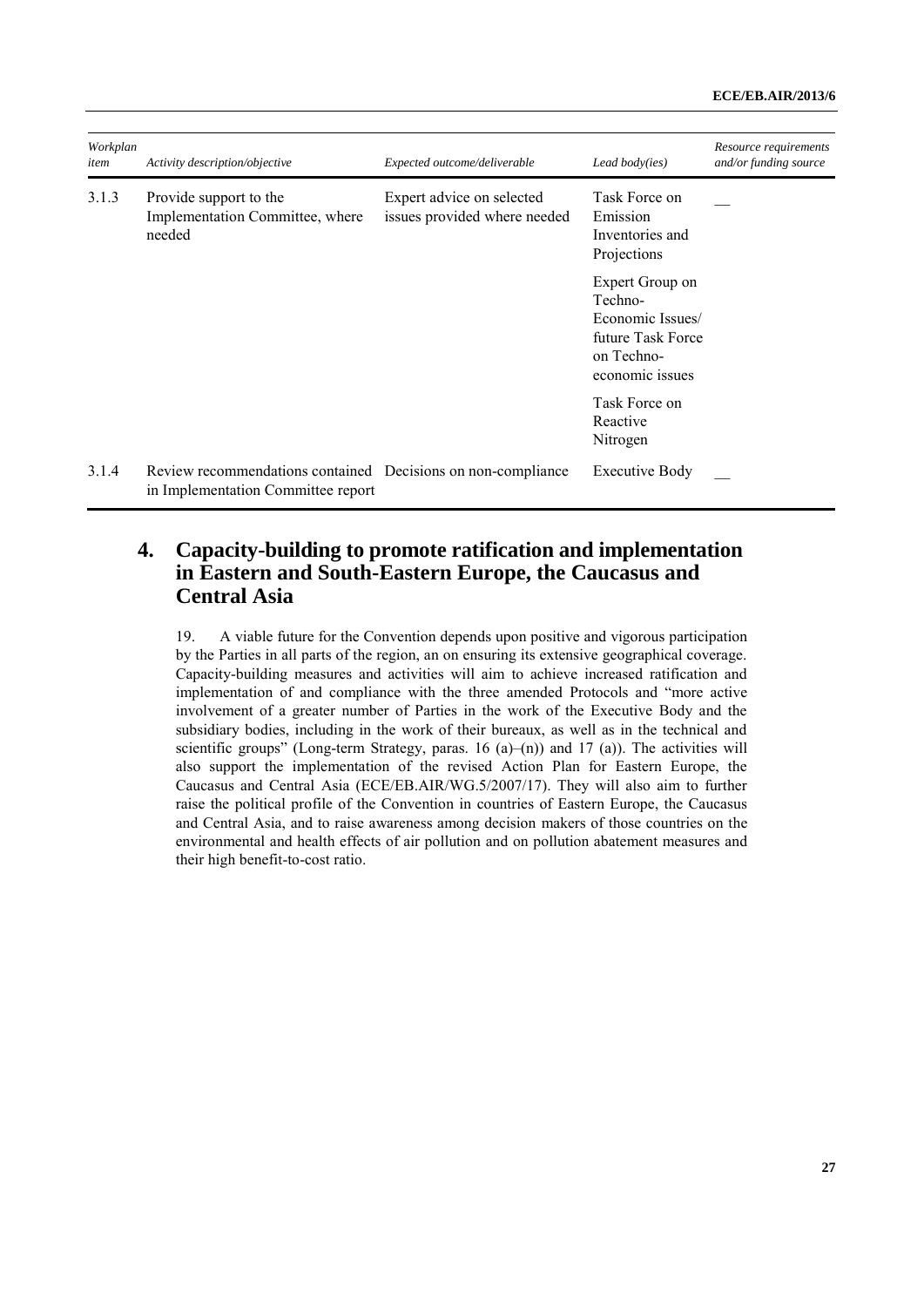| *Workplan item* | *Activity description/objective* | *Expected outcome/deliverable* | *Lead body(ies)* | *Resource requirements and/or funding source* |
|---|---|---|---|---|
| 3.1.3 | Provide support to the Implementation Committee, where needed | Expert advice on selected issues provided where needed | Task Force on Emission Inventories and Projections | __ |
| | | | Expert Group on Techno-Economic Issues/ future Task Force on Techno-economic issues | |
| | | | Task Force on Reactive Nitrogen | |
| 3.1.4 | Review recommendations contained in Implementation Committee report | Decisions on non-compliance | Executive Body | __ |

## 4. Capacity-building to promote ratification and implementation in Eastern and South-Eastern Europe, the Caucasus and Central Asia

19. A viable future for the Convention depends upon positive and vigorous participation by the Parties in all parts of the region, an on ensuring its extensive geographical coverage. Capacity-building measures and activities will aim to achieve increased ratification and implementation of and compliance with the three amended Protocols and "more active involvement of a greater number of Parties in the work of the Executive Body and the subsidiary bodies, including in the work of their bureaux, as well as in the technical and scientific groups" (Long-term Strategy, paras. 16 (a)–(n)) and 17 (a)). The activities will also support the implementation of the revised Action Plan for Eastern Europe, the Caucasus and Central Asia (ECE/EB.AIR/WG.5/2007/17). They will also aim to further raise the political profile of the Convention in countries of Eastern Europe, the Caucasus and Central Asia, and to raise awareness among decision makers of those countries on the environmental and health effects of air pollution and on pollution abatement measures and their high benefit-to-cost ratio.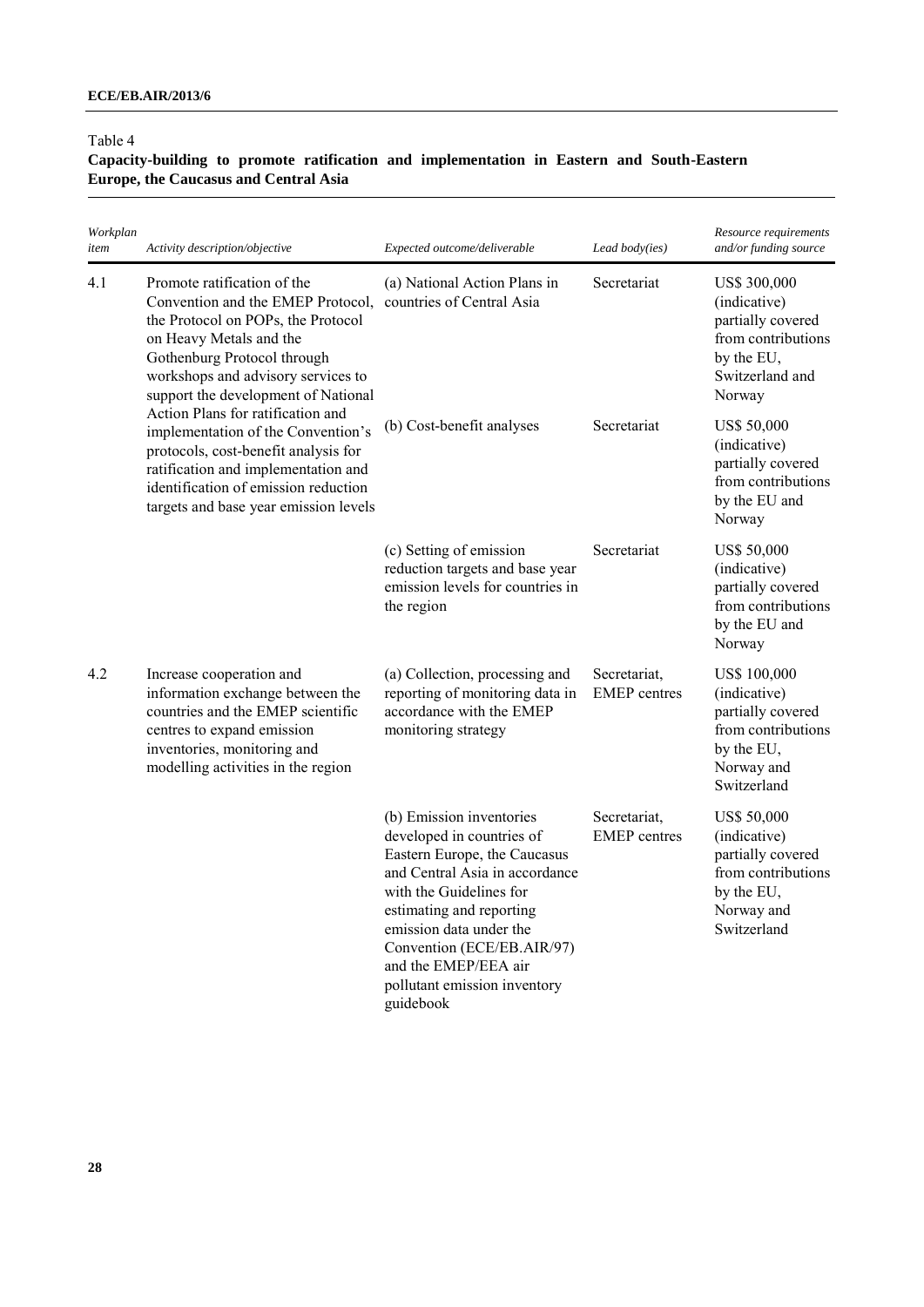Table 4

**Capacity-building to promote ratification and implementation in Eastern and South-Eastern Europe, the Caucasus and Central Asia**

| *Workplan item* | *Activity description/objective* | *Expected outcome/deliverable* | *Lead body(ies)* | *Resource requirements and/or funding source* |
|---|---|---|---|---|
| 4.1 | Promote ratification of the Convention and the EMEP Protocol, the Protocol on POPs, the Protocol on Heavy Metals and the Gothenburg Protocol through workshops and advisory services to support the development of National Action Plans for ratification and implementation of the Convention's protocols, cost-benefit analysis for ratification and implementation and identification of emission reduction targets and base year emission levels | (a) National Action Plans in countries of Central Asia | Secretariat | US$ 300,000 (indicative) partially covered from contributions by the EU, Switzerland and Norway |
| | | (b) Cost-benefit analyses | Secretariat | US$ 50,000 (indicative) partially covered from contributions by the EU and Norway |
| | | (c) Setting of emission reduction targets and base year emission levels for countries in the region | Secretariat | US$ 50,000 (indicative) partially covered from contributions by the EU and Norway |
| 4.2 | Increase cooperation and information exchange between the countries and the EMEP scientific centres to expand emission inventories, monitoring and modelling activities in the region | (a) Collection, processing and reporting of monitoring data in accordance with the EMEP monitoring strategy | Secretariat, EMEP centres | US$ 100,000 (indicative) partially covered from contributions by the EU, Norway and Switzerland |
| | | (b) Emission inventories developed in countries of Eastern Europe, the Caucasus and Central Asia in accordance with the Guidelines for estimating and reporting emission data under the Convention (ECE/EB.AIR/97) and the EMEP/EEA air pollutant emission inventory guidebook | Secretariat, EMEP centres | US$ 50,000 (indicative) partially covered from contributions by the EU, Norway and Switzerland |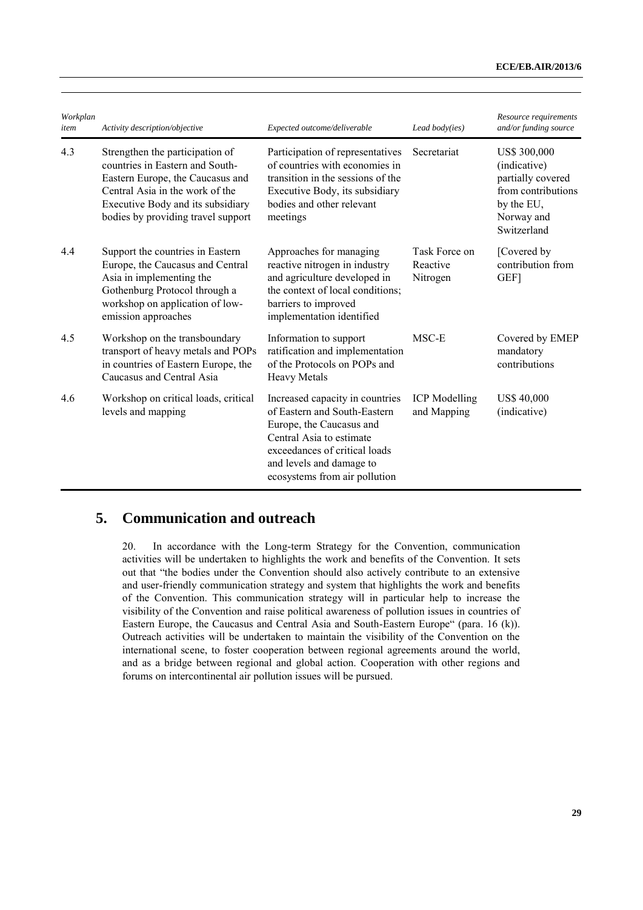| *Workplan item* | *Activity description/objective* | *Expected outcome/deliverable* | *Lead body(ies)* | *Resource requirements and/or funding source* |
|---|---|---|---|---|
| 4.3 | Strengthen the participation of countries in Eastern and South-Eastern Europe, the Caucasus and Central Asia in the work of the Executive Body and its subsidiary bodies by providing travel support | Participation of representatives of countries with economies in transition in the sessions of the Executive Body, its subsidiary bodies and other relevant meetings | Secretariat | US$ 300,000 (indicative) partially covered from contributions by the EU, Norway and Switzerland |
| 4.4 | Support the countries in Eastern Europe, the Caucasus and Central Asia in implementing the Gothenburg Protocol through a workshop on application of low-emission approaches | Approaches for managing reactive nitrogen in industry and agriculture developed in the context of local conditions; barriers to improved implementation identified | Task Force on Reactive Nitrogen | [Covered by contribution from GEF] |
| 4.5 | Workshop on the transboundary transport of heavy metals and POPs in countries of Eastern Europe, the Caucasus and Central Asia | Information to support ratification and implementation of the Protocols on POPs and Heavy Metals | MSC-E | Covered by EMEP mandatory contributions |
| 4.6 | Workshop on critical loads, critical levels and mapping | Increased capacity in countries of Eastern and South-Eastern Europe, the Caucasus and Central Asia to estimate exceedances of critical loads and levels and damage to ecosystems from air pollution | ICP Modelling and Mapping | US$ 40,000 (indicative) |

## 5. Communication and outreach

20. In accordance with the Long-term Strategy for the Convention, communication activities will be undertaken to highlights the work and benefits of the Convention. It sets out that "the bodies under the Convention should also actively contribute to an extensive and user-friendly communication strategy and system that highlights the work and benefits of the Convention. This communication strategy will in particular help to increase the visibility of the Convention and raise political awareness of pollution issues in countries of Eastern Europe, the Caucasus and Central Asia and South-Eastern Europe" (para. 16 (k)). Outreach activities will be undertaken to maintain the visibility of the Convention on the international scene, to foster cooperation between regional agreements around the world, and as a bridge between regional and global action. Cooperation with other regions and forums on intercontinental air pollution issues will be pursued.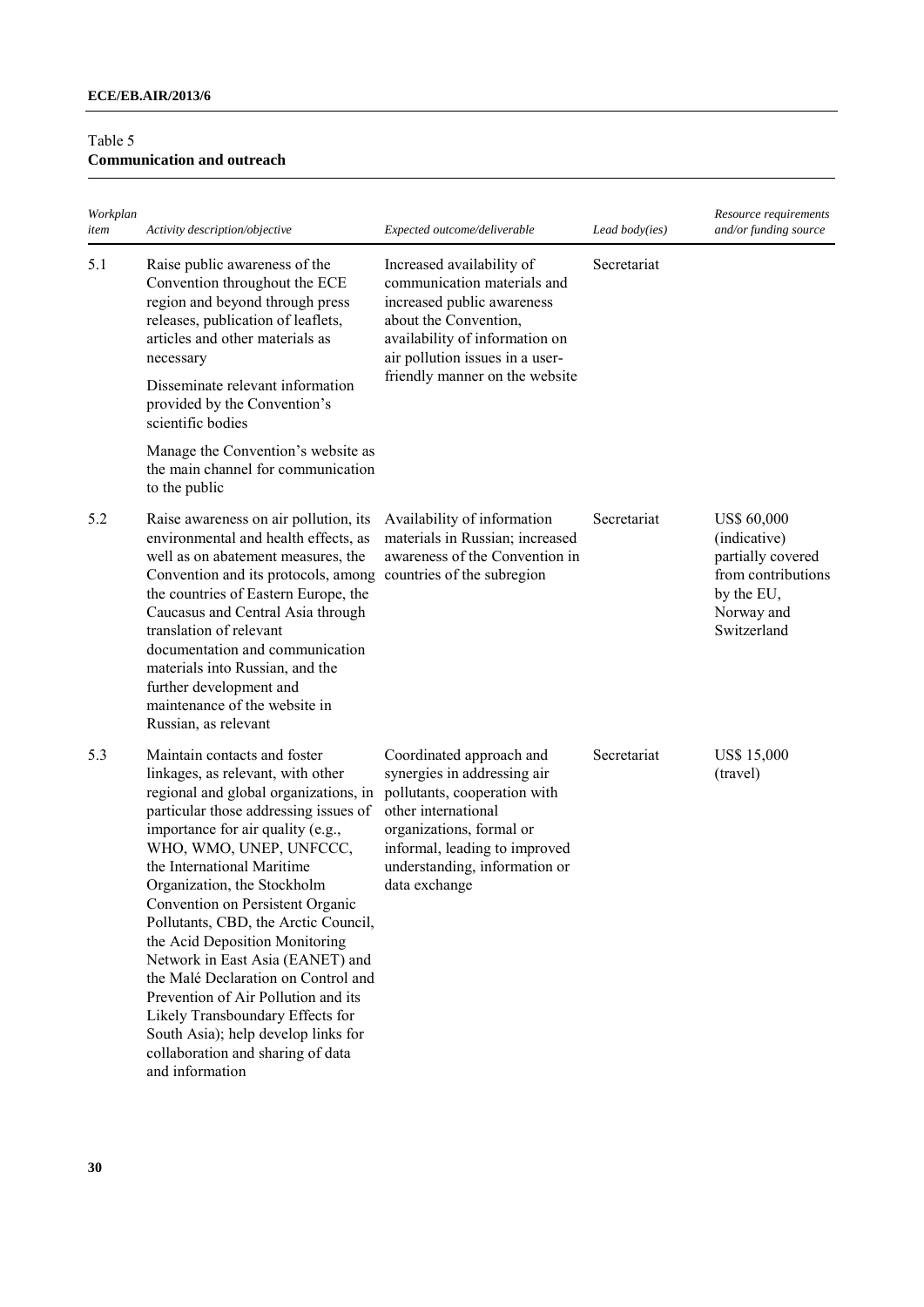Table 5
**Communication and outreach**

| *Workplan item* | *Activity description/objective* | *Expected outcome/deliverable* | *Lead body(ies)* | *Resource requirements and/or funding source* |
| --- | --- | --- | --- | --- |
| 5.1 | Raise public awareness of the Convention throughout the ECE region and beyond through press releases, publication of leaflets, articles and other materials as necessary<br><br>Disseminate relevant information provided by the Convention's scientific bodies<br><br>Manage the Convention's website as the main channel for communication to the public | Increased availability of communication materials and increased public awareness about the Convention, availability of information on air pollution issues in a user-friendly manner on the website | Secretariat | |
| 5.2 | Raise awareness on air pollution, its environmental and health effects, as well as on abatement measures, the Convention and its protocols, among the countries of Eastern Europe, the Caucasus and Central Asia through translation of relevant documentation and communication materials into Russian, and the further development and maintenance of the website in Russian, as relevant | Availability of information materials in Russian; increased awareness of the Convention in countries of the subregion | Secretariat | US$ 60,000 (indicative) partially covered from contributions by the EU, Norway and Switzerland |
| 5.3 | Maintain contacts and foster linkages, as relevant, with other regional and global organizations, in particular those addressing issues of importance for air quality (e.g., WHO, WMO, UNEP, UNFCCC, the International Maritime Organization, the Stockholm Convention on Persistent Organic Pollutants, CBD, the Arctic Council, the Acid Deposition Monitoring Network in East Asia (EANET) and the Malé Declaration on Control and Prevention of Air Pollution and its Likely Transboundary Effects for South Asia); help develop links for collaboration and sharing of data and information | Coordinated approach and synergies in addressing air pollutants, cooperation with other international organizations, formal or informal, leading to improved understanding, information or data exchange | Secretariat | US$ 15,000 (travel) |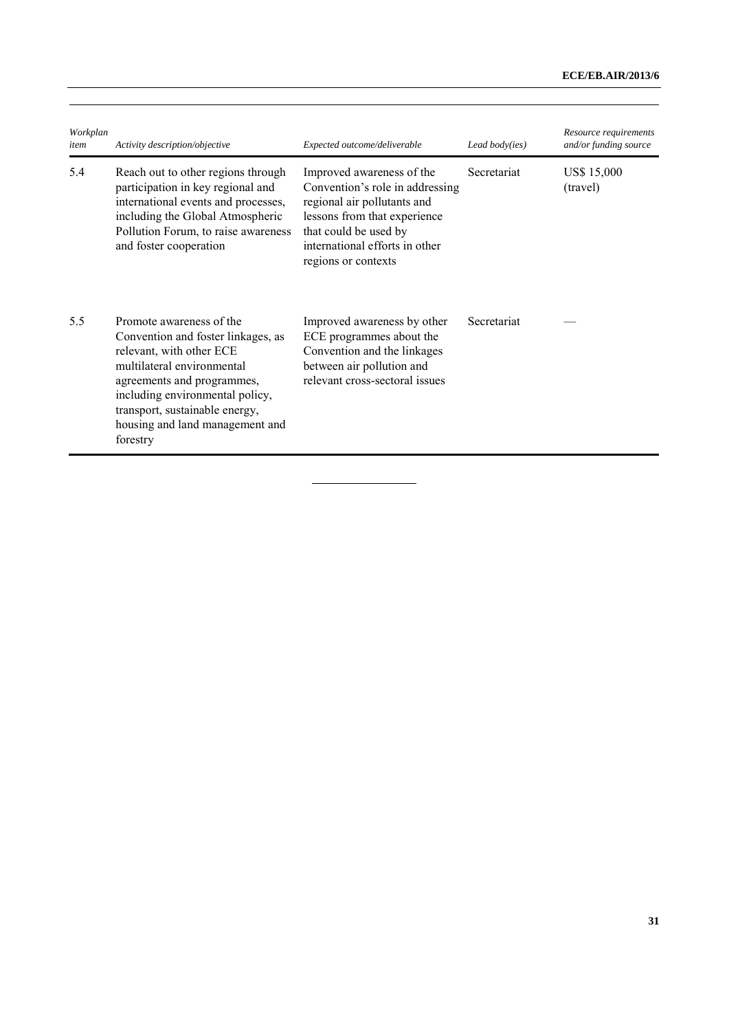| *Workplan item* | *Activity description/objective* | *Expected outcome/deliverable* | *Lead body(ies)* | *Resource requirements and/or funding source* |
|---|---|---|---|---|
| 5.4 | Reach out to other regions through participation in key regional and international events and processes, including the Global Atmospheric Pollution Forum, to raise awareness and foster cooperation | Improved awareness of the Convention's role in addressing regional air pollutants and lessons from that experience that could be used by international efforts in other regions or contexts | Secretariat | US$ 15,000 (travel) |
| 5.5 | Promote awareness of the Convention and foster linkages, as relevant, with other ECE multilateral environmental agreements and programmes, including environmental policy, transport, sustainable energy, housing and land management and forestry | Improved awareness by other ECE programmes about the Convention and the linkages between air pollution and relevant cross-sectoral issues | Secretariat | — |